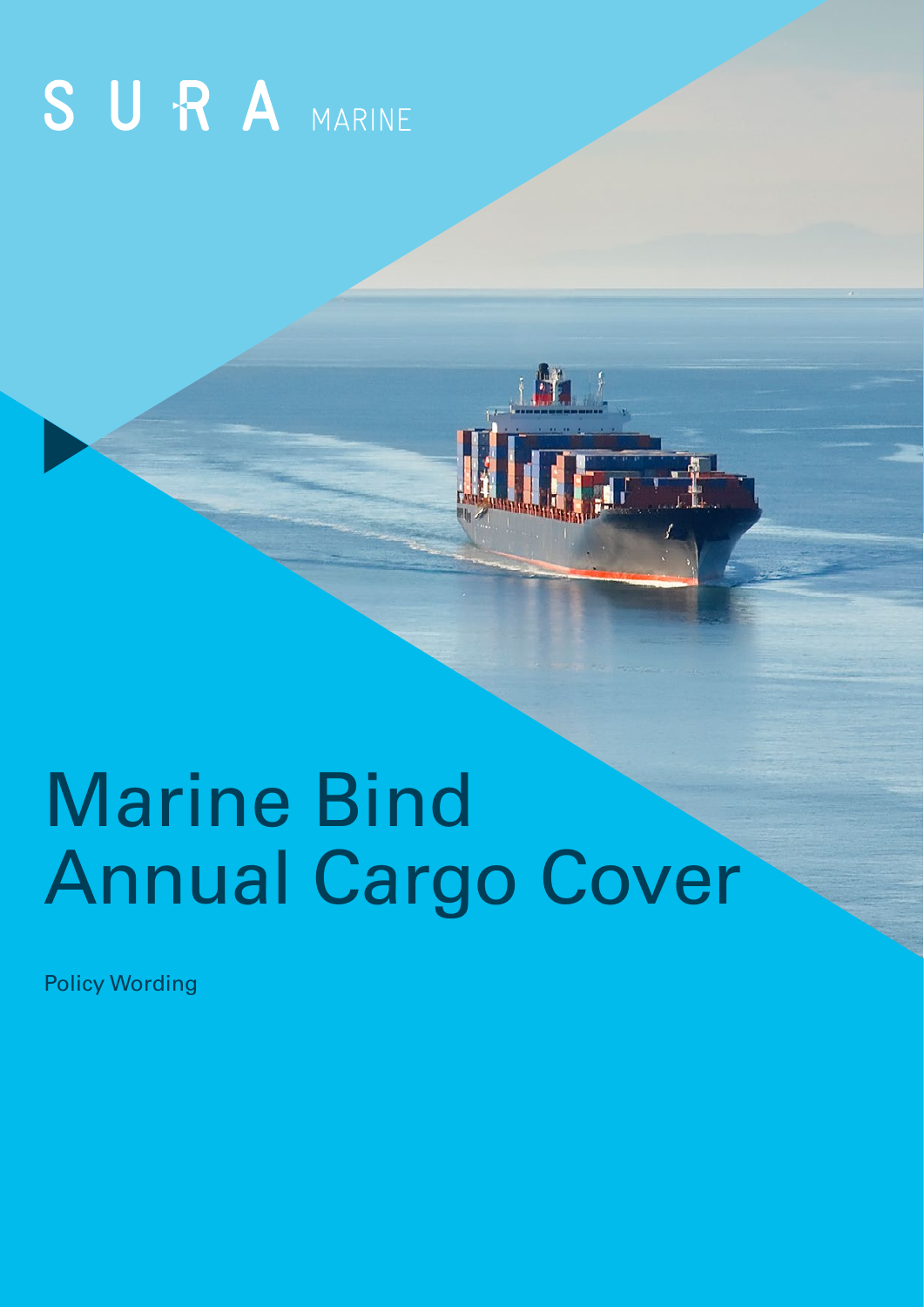SURA MARINE

# Marine Bind Annual Cargo Cover

Policy Wording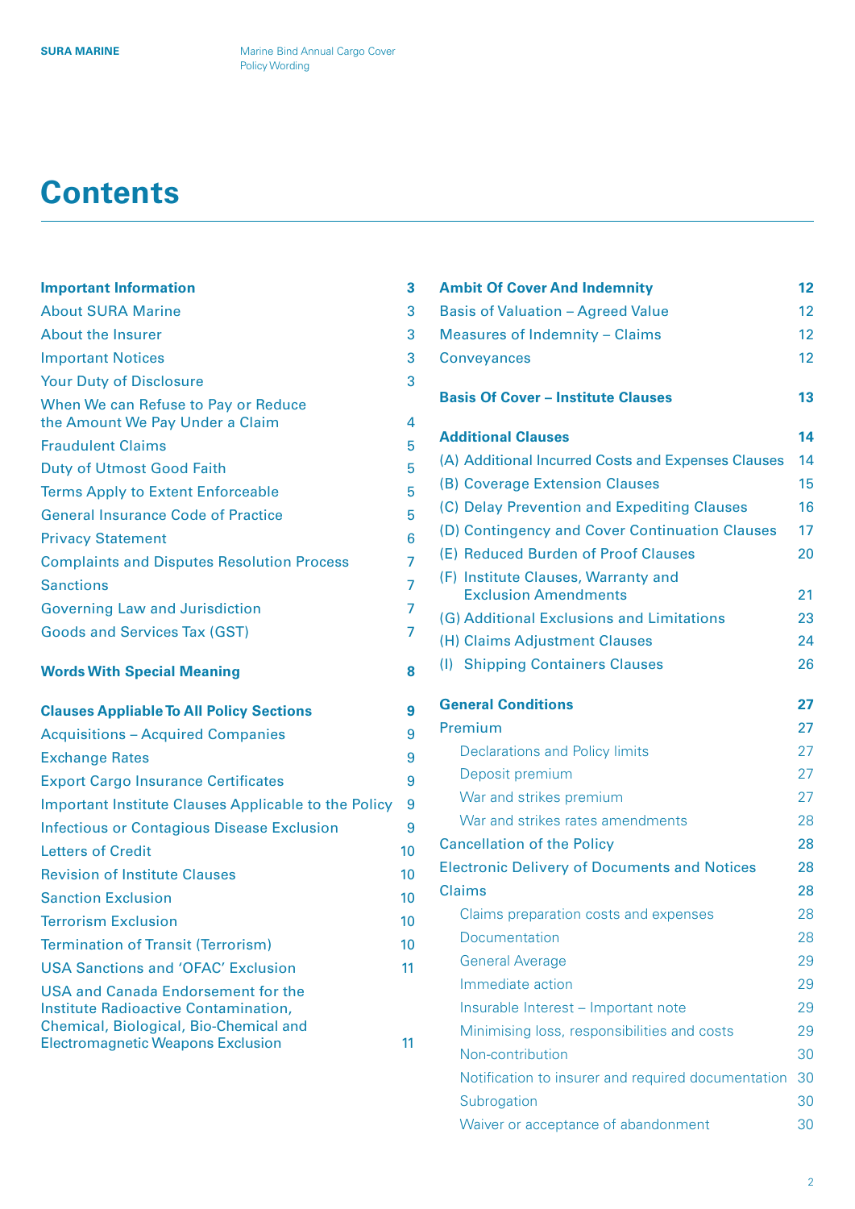# Contents

| | |
|---|---|
| **Important Information** | **3** |
| About SURA Marine | 3 |
| About the Insurer | 3 |
| Important Notices | 3 |
| Your Duty of Disclosure | 3 |
| When We can Refuse to Pay or Reduce the Amount We Pay Under a Claim | 4 |
| Fraudulent Claims | 5 |
| Duty of Utmost Good Faith | 5 |
| Terms Apply to Extent Enforceable | 5 |
| General Insurance Code of Practice | 5 |
| Privacy Statement | 6 |
| Complaints and Disputes Resolution Process | 7 |
| Sanctions | 7 |
| Governing Law and Jurisdiction | 7 |
| Goods and Services Tax (GST) | 7 |
| **Words With Special Meaning** | **8** |
| **Clauses Appliable To All Policy Sections** | **9** |
| Acquisitions – Acquired Companies | 9 |
| Exchange Rates | 9 |
| Export Cargo Insurance Certificates | 9 |
| Important Institute Clauses Applicable to the Policy | 9 |
| Infectious or Contagious Disease Exclusion | 9 |
| Letters of Credit | 10 |
| Revision of Institute Clauses | 10 |
| Sanction Exclusion | 10 |
| Terrorism Exclusion | 10 |
| Termination of Transit (Terrorism) | 10 |
| USA Sanctions and 'OFAC' Exclusion | 11 |
| USA and Canada Endorsement for the Institute Radioactive Contamination, Chemical, Biological, Bio-Chemical and Electromagnetic Weapons Exclusion | 11 |
| **Ambit Of Cover And Indemnity** | **12** |
| Basis of Valuation – Agreed Value | 12 |
| Measures of Indemnity – Claims | 12 |
| Conveyances | 12 |
| **Basis Of Cover – Institute Clauses** | **13** |
| **Additional Clauses** | **14** |
| (A) Additional Incurred Costs and Expenses Clauses | 14 |
| (B) Coverage Extension Clauses | 15 |
| (C) Delay Prevention and Expediting Clauses | 16 |
| (D) Contingency and Cover Continuation Clauses | 17 |
| (E) Reduced Burden of Proof Clauses | 20 |
| (F) Institute Clauses, Warranty and Exclusion Amendments | 21 |
| (G) Additional Exclusions and Limitations | 23 |
| (H) Claims Adjustment Clauses | 24 |
| (I) Shipping Containers Clauses | 26 |
| **General Conditions** | **27** |
| Premium | 27 |
| &nbsp;&nbsp;&nbsp;&nbsp;Declarations and Policy limits | 27 |
| &nbsp;&nbsp;&nbsp;&nbsp;Deposit premium | 27 |
| &nbsp;&nbsp;&nbsp;&nbsp;War and strikes premium | 27 |
| &nbsp;&nbsp;&nbsp;&nbsp;War and strikes rates amendments | 28 |
| Cancellation of the Policy | 28 |
| Electronic Delivery of Documents and Notices | 28 |
| Claims | 28 |
| &nbsp;&nbsp;&nbsp;&nbsp;Claims preparation costs and expenses | 28 |
| &nbsp;&nbsp;&nbsp;&nbsp;Documentation | 28 |
| &nbsp;&nbsp;&nbsp;&nbsp;General Average | 29 |
| &nbsp;&nbsp;&nbsp;&nbsp;Immediate action | 29 |
| &nbsp;&nbsp;&nbsp;&nbsp;Insurable Interest – Important note | 29 |
| &nbsp;&nbsp;&nbsp;&nbsp;Minimising loss, responsibilities and costs | 29 |
| &nbsp;&nbsp;&nbsp;&nbsp;Non-contribution | 30 |
| &nbsp;&nbsp;&nbsp;&nbsp;Notification to insurer and required documentation | 30 |
| &nbsp;&nbsp;&nbsp;&nbsp;Subrogation | 30 |
| &nbsp;&nbsp;&nbsp;&nbsp;Waiver or acceptance of abandonment | 30 |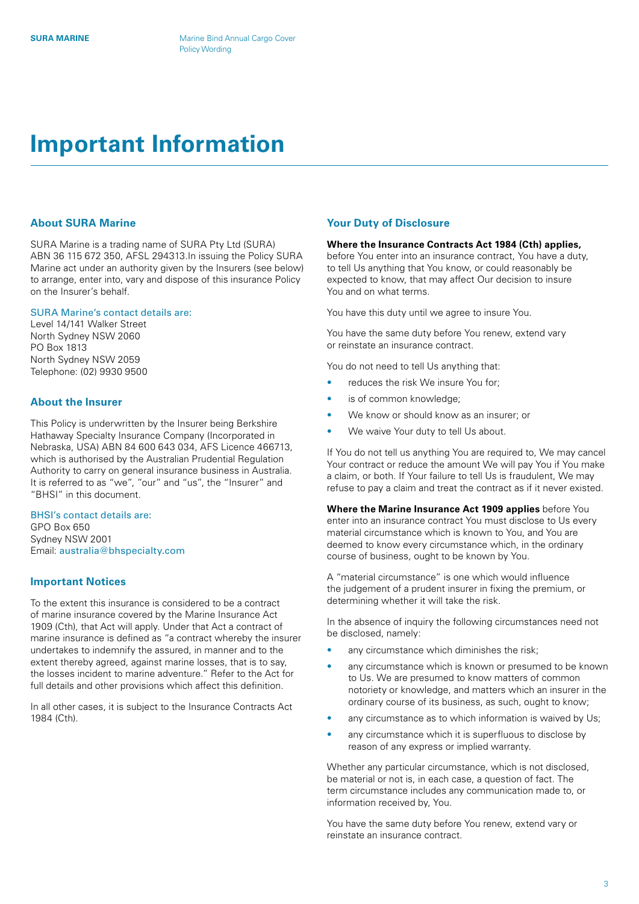# Important Information

## About SURA Marine

SURA Marine is a trading name of SURA Pty Ltd (SURA) ABN 36 115 672 350, AFSL 294313.In issuing the Policy SURA Marine act under an authority given by the Insurers (see below) to arrange, enter into, vary and dispose of this insurance Policy on the Insurer's behalf.

SURA Marine's contact details are:
Level 14/141 Walker Street
North Sydney NSW 2060
PO Box 1813
North Sydney NSW 2059
Telephone: (02) 9930 9500

## About the Insurer

This Policy is underwritten by the Insurer being Berkshire Hathaway Specialty Insurance Company (Incorporated in Nebraska, USA) ABN 84 600 643 034, AFS Licence 466713, which is authorised by the Australian Prudential Regulation Authority to carry on general insurance business in Australia. It is referred to as "we", "our" and "us", the "Insurer" and "BHSI" in this document.

BHSI's contact details are:
GPO Box 650
Sydney NSW 2001
Email: australia@bhspecialty.com

## Important Notices

To the extent this insurance is considered to be a contract of marine insurance covered by the Marine Insurance Act 1909 (Cth), that Act will apply. Under that Act a contract of marine insurance is defined as "a contract whereby the insurer undertakes to indemnify the assured, in manner and to the extent thereby agreed, against marine losses, that is to say, the losses incident to marine adventure." Refer to the Act for full details and other provisions which affect this definition.

In all other cases, it is subject to the Insurance Contracts Act 1984 (Cth).

## Your Duty of Disclosure

**Where the Insurance Contracts Act 1984 (Cth) applies,** before You enter into an insurance contract, You have a duty, to tell Us anything that You know, or could reasonably be expected to know, that may affect Our decision to insure You and on what terms.

You have this duty until we agree to insure You.

You have the same duty before You renew, extend vary or reinstate an insurance contract.

You do not need to tell Us anything that:

- reduces the risk We insure You for;
- is of common knowledge;
- We know or should know as an insurer; or
- We waive Your duty to tell Us about.

If You do not tell us anything You are required to, We may cancel Your contract or reduce the amount We will pay You if You make a claim, or both. If Your failure to tell Us is fraudulent, We may refuse to pay a claim and treat the contract as if it never existed.

**Where the Marine Insurance Act 1909 applies** before You enter into an insurance contract You must disclose to Us every material circumstance which is known to You, and You are deemed to know every circumstance which, in the ordinary course of business, ought to be known by You.

A "material circumstance" is one which would influence the judgement of a prudent insurer in fixing the premium, or determining whether it will take the risk.

In the absence of inquiry the following circumstances need not be disclosed, namely:

- any circumstance which diminishes the risk;
- any circumstance which is known or presumed to be known to Us. We are presumed to know matters of common notoriety or knowledge, and matters which an insurer in the ordinary course of its business, as such, ought to know;
- any circumstance as to which information is waived by Us;
- any circumstance which it is superfluous to disclose by reason of any express or implied warranty.

Whether any particular circumstance, which is not disclosed, be material or not is, in each case, a question of fact. The term circumstance includes any communication made to, or information received by, You.

You have the same duty before You renew, extend vary or reinstate an insurance contract.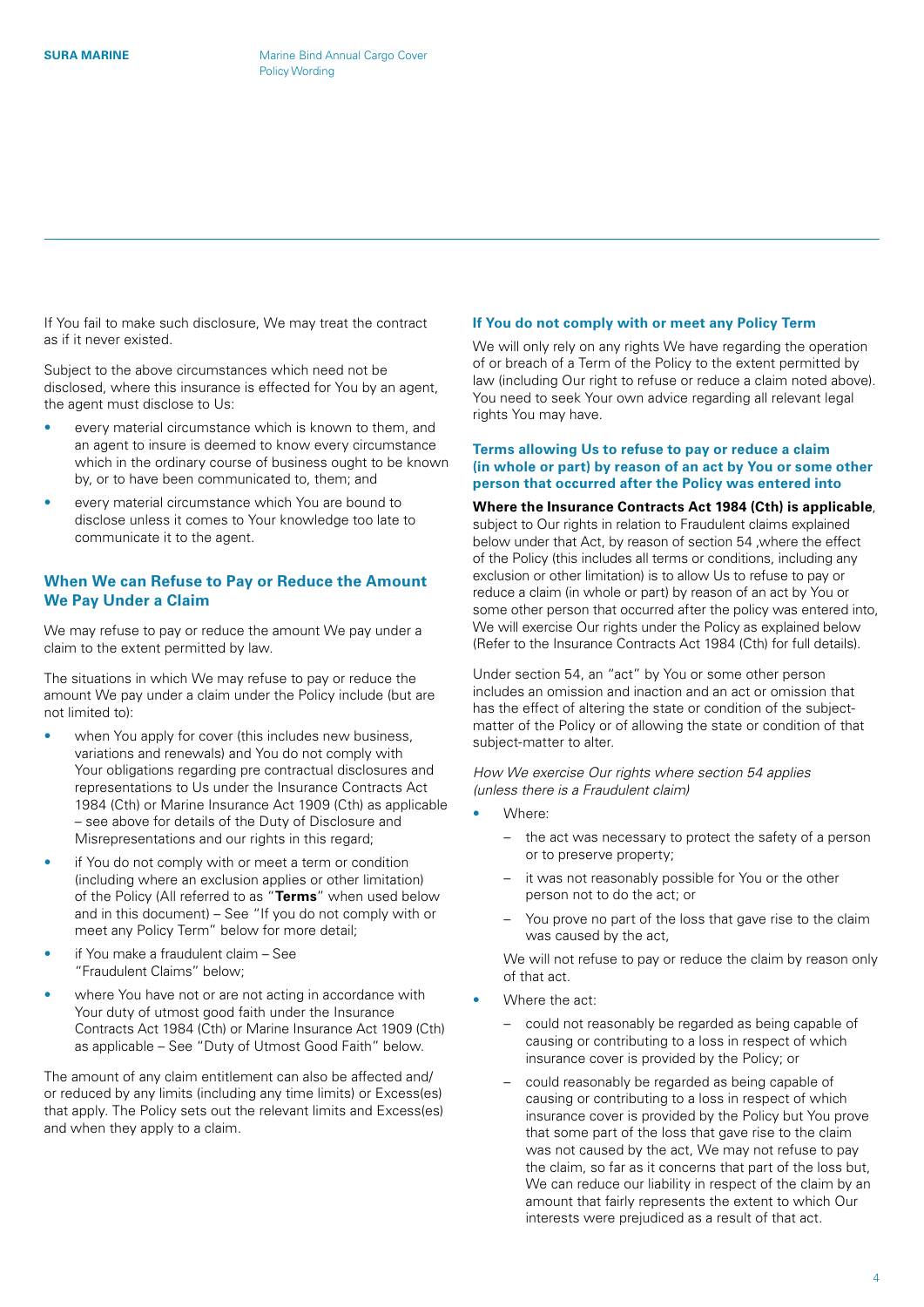If You fail to make such disclosure, We may treat the contract as if it never existed.

Subject to the above circumstances which need not be disclosed, where this insurance is effected for You by an agent, the agent must disclose to Us:

- every material circumstance which is known to them, and an agent to insure is deemed to know every circumstance which in the ordinary course of business ought to be known by, or to have been communicated to, them; and
- every material circumstance which You are bound to disclose unless it comes to Your knowledge too late to communicate it to the agent.

## When We can Refuse to Pay or Reduce the Amount We Pay Under a Claim

We may refuse to pay or reduce the amount We pay under a claim to the extent permitted by law.

The situations in which We may refuse to pay or reduce the amount We pay under a claim under the Policy include (but are not limited to):

- when You apply for cover (this includes new business, variations and renewals) and You do not comply with Your obligations regarding pre contractual disclosures and representations to Us under the Insurance Contracts Act 1984 (Cth) or Marine Insurance Act 1909 (Cth) as applicable – see above for details of the Duty of Disclosure and Misrepresentations and our rights in this regard;
- if You do not comply with or meet a term or condition (including where an exclusion applies or other limitation) of the Policy (All referred to as "**Terms**" when used below and in this document) – See "If you do not comply with or meet any Policy Term" below for more detail;
- if You make a fraudulent claim – See "Fraudulent Claims" below;
- where You have not or are not acting in accordance with Your duty of utmost good faith under the Insurance Contracts Act 1984 (Cth) or Marine Insurance Act 1909 (Cth) as applicable – See "Duty of Utmost Good Faith" below.

The amount of any claim entitlement can also be affected and/or reduced by any limits (including any time limits) or Excess(es) that apply. The Policy sets out the relevant limits and Excess(es) and when they apply to a claim.

### If You do not comply with or meet any Policy Term

We will only rely on any rights We have regarding the operation of or breach of a Term of the Policy to the extent permitted by law (including Our right to refuse or reduce a claim noted above). You need to seek Your own advice regarding all relevant legal rights You may have.

### Terms allowing Us to refuse to pay or reduce a claim (in whole or part) by reason of an act by You or some other person that occurred after the Policy was entered into

**Where the Insurance Contracts Act 1984 (Cth) is applicable**, subject to Our rights in relation to Fraudulent claims explained below under that Act, by reason of section 54 ,where the effect of the Policy (this includes all terms or conditions, including any exclusion or other limitation) is to allow Us to refuse to pay or reduce a claim (in whole or part) by reason of an act by You or some other person that occurred after the policy was entered into, We will exercise Our rights under the Policy as explained below (Refer to the Insurance Contracts Act 1984 (Cth) for full details).

Under section 54, an "act" by You or some other person includes an omission and inaction and an act or omission that has the effect of altering the state or condition of the subject-matter of the Policy or of allowing the state or condition of that subject-matter to alter.

*How We exercise Our rights where section 54 applies (unless there is a Fraudulent claim)*

- Where:
  - the act was necessary to protect the safety of a person or to preserve property;
  - it was not reasonably possible for You or the other person not to do the act; or
  - You prove no part of the loss that gave rise to the claim was caused by the act,

  We will not refuse to pay or reduce the claim by reason only of that act.
- Where the act:
  - could not reasonably be regarded as being capable of causing or contributing to a loss in respect of which insurance cover is provided by the Policy; or
  - could reasonably be regarded as being capable of causing or contributing to a loss in respect of which insurance cover is provided by the Policy but You prove that some part of the loss that gave rise to the claim was not caused by the act, We may not refuse to pay the claim, so far as it concerns that part of the loss but, We can reduce our liability in respect of the claim by an amount that fairly represents the extent to which Our interests were prejudiced as a result of that act.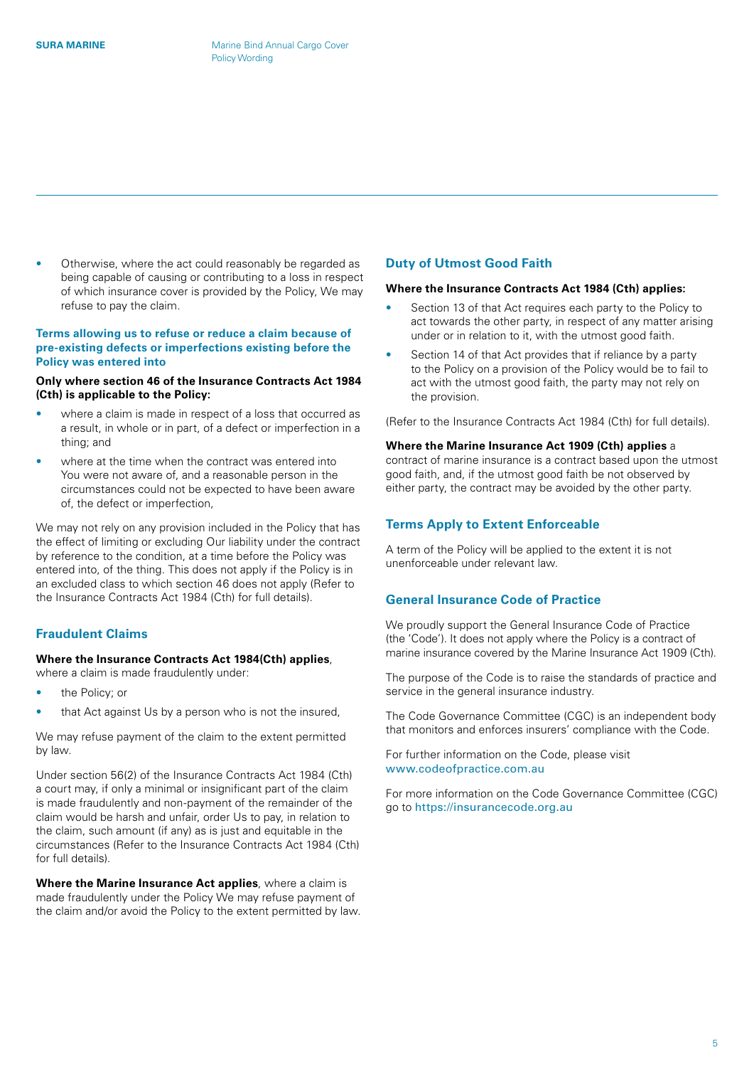- Otherwise, where the act could reasonably be regarded as being capable of causing or contributing to a loss in respect of which insurance cover is provided by the Policy, We may refuse to pay the claim.

### Terms allowing us to refuse or reduce a claim because of pre-existing defects or imperfections existing before the Policy was entered into

**Only where section 46 of the Insurance Contracts Act 1984 (Cth) is applicable to the Policy:**

- where a claim is made in respect of a loss that occurred as a result, in whole or in part, of a defect or imperfection in a thing; and
- where at the time when the contract was entered into You were not aware of, and a reasonable person in the circumstances could not be expected to have been aware of, the defect or imperfection,

We may not rely on any provision included in the Policy that has the effect of limiting or excluding Our liability under the contract by reference to the condition, at a time before the Policy was entered into, of the thing. This does not apply if the Policy is in an excluded class to which section 46 does not apply (Refer to the Insurance Contracts Act 1984 (Cth) for full details).

## Fraudulent Claims

**Where the Insurance Contracts Act 1984(Cth) applies**, where a claim is made fraudulently under:

- the Policy; or
- that Act against Us by a person who is not the insured,

We may refuse payment of the claim to the extent permitted by law.

Under section 56(2) of the Insurance Contracts Act 1984 (Cth) a court may, if only a minimal or insignificant part of the claim is made fraudulently and non-payment of the remainder of the claim would be harsh and unfair, order Us to pay, in relation to the claim, such amount (if any) as is just and equitable in the circumstances (Refer to the Insurance Contracts Act 1984 (Cth) for full details).

**Where the Marine Insurance Act applies**, where a claim is made fraudulently under the Policy We may refuse payment of the claim and/or avoid the Policy to the extent permitted by law.

## Duty of Utmost Good Faith

**Where the Insurance Contracts Act 1984 (Cth) applies:**

- Section 13 of that Act requires each party to the Policy to act towards the other party, in respect of any matter arising under or in relation to it, with the utmost good faith.
- Section 14 of that Act provides that if reliance by a party to the Policy on a provision of the Policy would be to fail to act with the utmost good faith, the party may not rely on the provision.

(Refer to the Insurance Contracts Act 1984 (Cth) for full details).

**Where the Marine Insurance Act 1909 (Cth) applies** a contract of marine insurance is a contract based upon the utmost good faith, and, if the utmost good faith be not observed by either party, the contract may be avoided by the other party.

## Terms Apply to Extent Enforceable

A term of the Policy will be applied to the extent it is not unenforceable under relevant law.

## General Insurance Code of Practice

We proudly support the General Insurance Code of Practice (the 'Code'). It does not apply where the Policy is a contract of marine insurance covered by the Marine Insurance Act 1909 (Cth).

The purpose of the Code is to raise the standards of practice and service in the general insurance industry.

The Code Governance Committee (CGC) is an independent body that monitors and enforces insurers' compliance with the Code.

For further information on the Code, please visit www.codeofpractice.com.au

For more information on the Code Governance Committee (CGC) go to https://insurancecode.org.au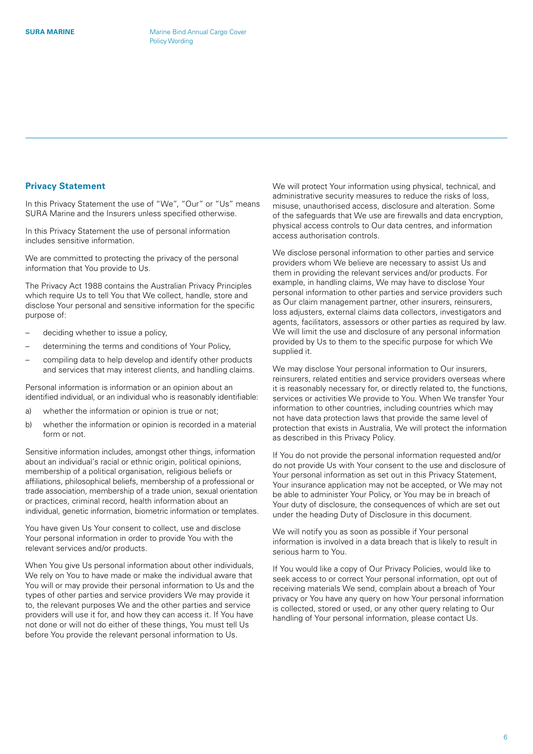## Privacy Statement

In this Privacy Statement the use of "We", "Our" or "Us" means SURA Marine and the Insurers unless specified otherwise.

In this Privacy Statement the use of personal information includes sensitive information.

We are committed to protecting the privacy of the personal information that You provide to Us.

The Privacy Act 1988 contains the Australian Privacy Principles which require Us to tell You that We collect, handle, store and disclose Your personal and sensitive information for the specific purpose of:

- deciding whether to issue a policy,
- determining the terms and conditions of Your Policy,
- compiling data to help develop and identify other products and services that may interest clients, and handling claims.

Personal information is information or an opinion about an identified individual, or an individual who is reasonably identifiable:

a) whether the information or opinion is true or not;
b) whether the information or opinion is recorded in a material form or not.

Sensitive information includes, amongst other things, information about an individual's racial or ethnic origin, political opinions, membership of a political organisation, religious beliefs or affiliations, philosophical beliefs, membership of a professional or trade association, membership of a trade union, sexual orientation or practices, criminal record, health information about an individual, genetic information, biometric information or templates.

You have given Us Your consent to collect, use and disclose Your personal information in order to provide You with the relevant services and/or products.

When You give Us personal information about other individuals, We rely on You to have made or make the individual aware that You will or may provide their personal information to Us and the types of other parties and service providers We may provide it to, the relevant purposes We and the other parties and service providers will use it for, and how they can access it. If You have not done or will not do either of these things, You must tell Us before You provide the relevant personal information to Us.

We will protect Your information using physical, technical, and administrative security measures to reduce the risks of loss, misuse, unauthorised access, disclosure and alteration. Some of the safeguards that We use are firewalls and data encryption, physical access controls to Our data centres, and information access authorisation controls.

We disclose personal information to other parties and service providers whom We believe are necessary to assist Us and them in providing the relevant services and/or products. For example, in handling claims, We may have to disclose Your personal information to other parties and service providers such as Our claim management partner, other insurers, reinsurers, loss adjusters, external claims data collectors, investigators and agents, facilitators, assessors or other parties as required by law. We will limit the use and disclosure of any personal information provided by Us to them to the specific purpose for which We supplied it.

We may disclose Your personal information to Our insurers, reinsurers, related entities and service providers overseas where it is reasonably necessary for, or directly related to, the functions, services or activities We provide to You. When We transfer Your information to other countries, including countries which may not have data protection laws that provide the same level of protection that exists in Australia, We will protect the information as described in this Privacy Policy.

If You do not provide the personal information requested and/or do not provide Us with Your consent to the use and disclosure of Your personal information as set out in this Privacy Statement, Your insurance application may not be accepted, or We may not be able to administer Your Policy, or You may be in breach of Your duty of disclosure, the consequences of which are set out under the heading Duty of Disclosure in this document.

We will notify you as soon as possible if Your personal information is involved in a data breach that is likely to result in serious harm to You.

If You would like a copy of Our Privacy Policies, would like to seek access to or correct Your personal information, opt out of receiving materials We send, complain about a breach of Your privacy or You have any query on how Your personal information is collected, stored or used, or any other query relating to Our handling of Your personal information, please contact Us.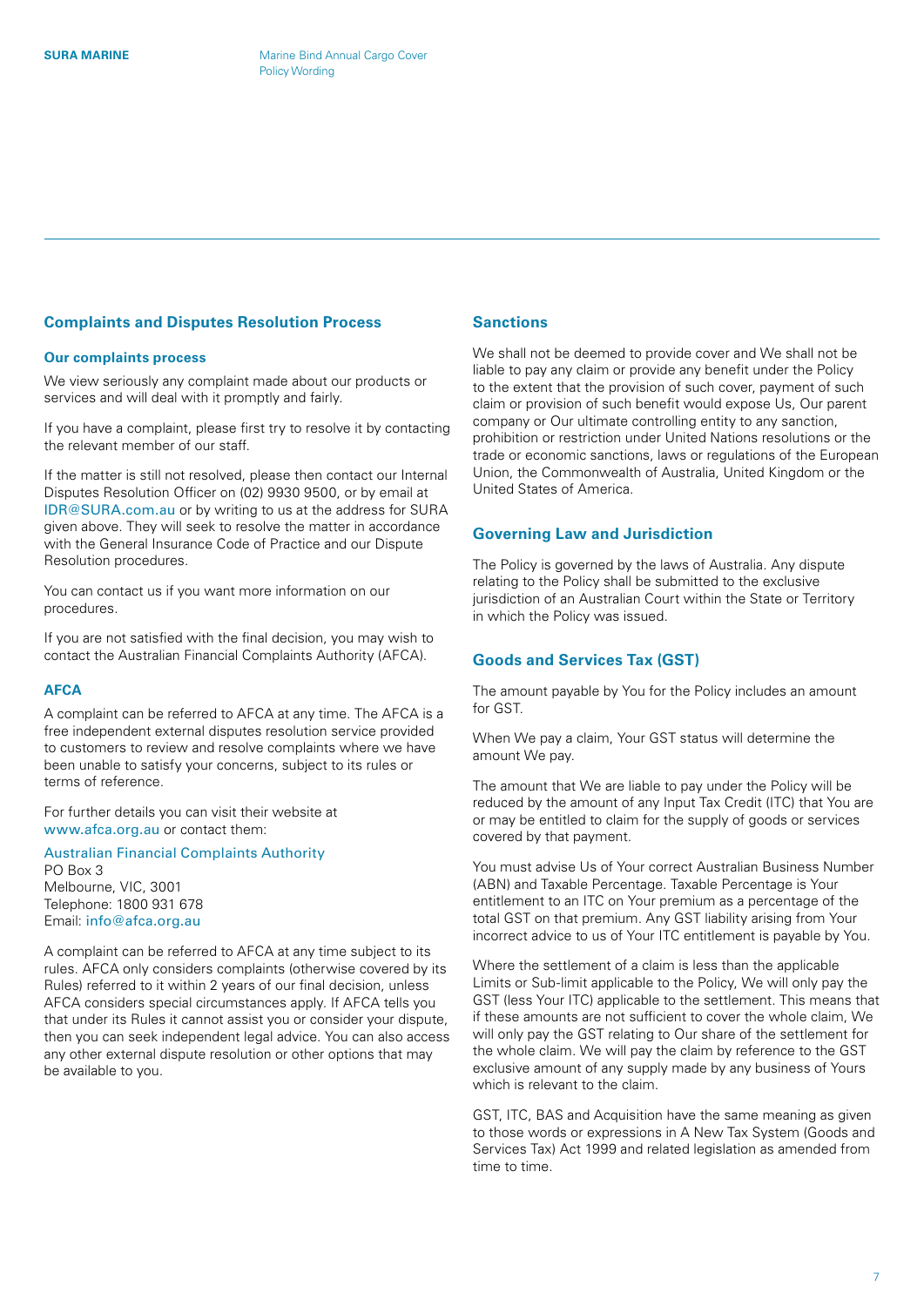## Complaints and Disputes Resolution Process

### Our complaints process

We view seriously any complaint made about our products or services and will deal with it promptly and fairly.

If you have a complaint, please first try to resolve it by contacting the relevant member of our staff.

If the matter is still not resolved, please then contact our Internal Disputes Resolution Officer on (02) 9930 9500, or by email at IDR@SURA.com.au or by writing to us at the address for SURA given above. They will seek to resolve the matter in accordance with the General Insurance Code of Practice and our Dispute Resolution procedures.

You can contact us if you want more information on our procedures.

If you are not satisfied with the final decision, you may wish to contact the Australian Financial Complaints Authority (AFCA).

### AFCA

A complaint can be referred to AFCA at any time. The AFCA is a free independent external disputes resolution service provided to customers to review and resolve complaints where we have been unable to satisfy your concerns, subject to its rules or terms of reference.

For further details you can visit their website at www.afca.org.au or contact them:

Australian Financial Complaints Authority
PO Box 3
Melbourne, VIC, 3001
Telephone: 1800 931 678
Email: info@afca.org.au

A complaint can be referred to AFCA at any time subject to its rules. AFCA only considers complaints (otherwise covered by its Rules) referred to it within 2 years of our final decision, unless AFCA considers special circumstances apply. If AFCA tells you that under its Rules it cannot assist you or consider your dispute, then you can seek independent legal advice. You can also access any other external dispute resolution or other options that may be available to you.

## Sanctions

We shall not be deemed to provide cover and We shall not be liable to pay any claim or provide any benefit under the Policy to the extent that the provision of such cover, payment of such claim or provision of such benefit would expose Us, Our parent company or Our ultimate controlling entity to any sanction, prohibition or restriction under United Nations resolutions or the trade or economic sanctions, laws or regulations of the European Union, the Commonwealth of Australia, United Kingdom or the United States of America.

## Governing Law and Jurisdiction

The Policy is governed by the laws of Australia. Any dispute relating to the Policy shall be submitted to the exclusive jurisdiction of an Australian Court within the State or Territory in which the Policy was issued.

## Goods and Services Tax (GST)

The amount payable by You for the Policy includes an amount for GST.

When We pay a claim, Your GST status will determine the amount We pay.

The amount that We are liable to pay under the Policy will be reduced by the amount of any Input Tax Credit (ITC) that You are or may be entitled to claim for the supply of goods or services covered by that payment.

You must advise Us of Your correct Australian Business Number (ABN) and Taxable Percentage. Taxable Percentage is Your entitlement to an ITC on Your premium as a percentage of the total GST on that premium. Any GST liability arising from Your incorrect advice to us of Your ITC entitlement is payable by You.

Where the settlement of a claim is less than the applicable Limits or Sub-limit applicable to the Policy, We will only pay the GST (less Your ITC) applicable to the settlement. This means that if these amounts are not sufficient to cover the whole claim, We will only pay the GST relating to Our share of the settlement for the whole claim. We will pay the claim by reference to the GST exclusive amount of any supply made by any business of Yours which is relevant to the claim.

GST, ITC, BAS and Acquisition have the same meaning as given to those words or expressions in A New Tax System (Goods and Services Tax) Act 1999 and related legislation as amended from time to time.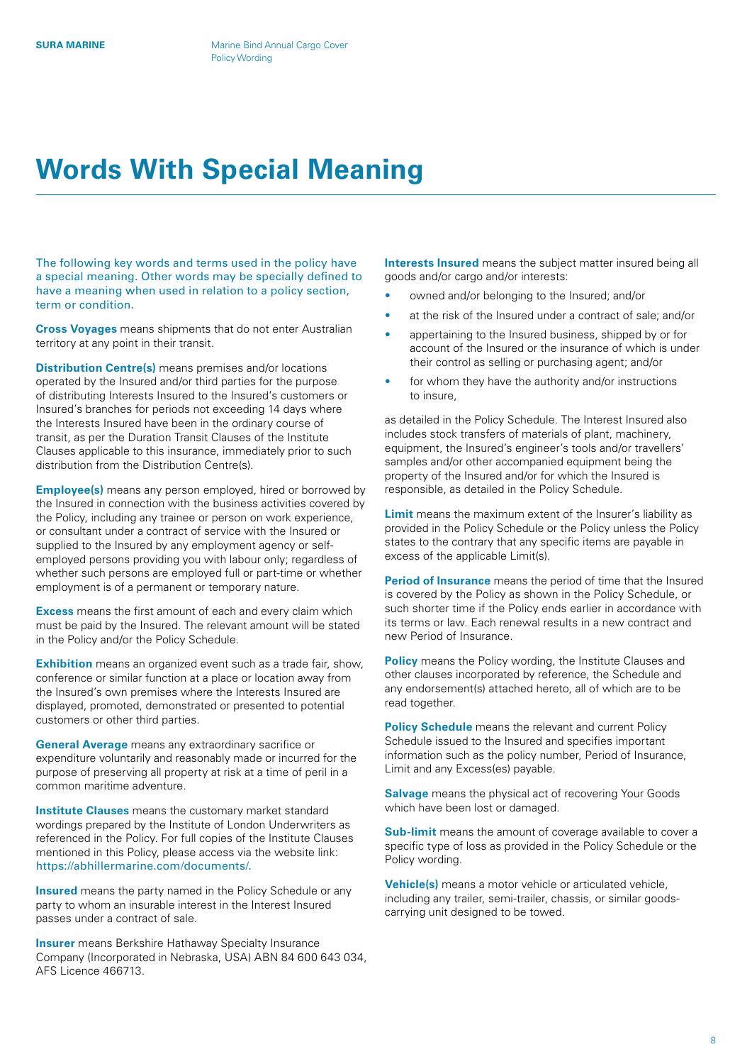# Words With Special Meaning

The following key words and terms used in the policy have a special meaning. Other words may be specially defined to have a meaning when used in relation to a policy section, term or condition.

**Cross Voyages** means shipments that do not enter Australian territory at any point in their transit.

**Distribution Centre(s)** means premises and/or locations operated by the Insured and/or third parties for the purpose of distributing Interests Insured to the Insured's customers or Insured's branches for periods not exceeding 14 days where the Interests Insured have been in the ordinary course of transit, as per the Duration Transit Clauses of the Institute Clauses applicable to this insurance, immediately prior to such distribution from the Distribution Centre(s).

**Employee(s)** means any person employed, hired or borrowed by the Insured in connection with the business activities covered by the Policy, including any trainee or person on work experience, or consultant under a contract of service with the Insured or supplied to the Insured by any employment agency or self-employed persons providing you with labour only; regardless of whether such persons are employed full or part-time or whether employment is of a permanent or temporary nature.

**Excess** means the first amount of each and every claim which must be paid by the Insured. The relevant amount will be stated in the Policy and/or the Policy Schedule.

**Exhibition** means an organized event such as a trade fair, show, conference or similar function at a place or location away from the Insured's own premises where the Interests Insured are displayed, promoted, demonstrated or presented to potential customers or other third parties.

**General Average** means any extraordinary sacrifice or expenditure voluntarily and reasonably made or incurred for the purpose of preserving all property at risk at a time of peril in a common maritime adventure.

**Institute Clauses** means the customary market standard wordings prepared by the Institute of London Underwriters as referenced in the Policy. For full copies of the Institute Clauses mentioned in this Policy, please access via the website link: https://abhillermarine.com/documents/.

**Insured** means the party named in the Policy Schedule or any party to whom an insurable interest in the Interest Insured passes under a contract of sale.

**Insurer** means Berkshire Hathaway Specialty Insurance Company (Incorporated in Nebraska, USA) ABN 84 600 643 034, AFS Licence 466713.

**Interests Insured** means the subject matter insured being all goods and/or cargo and/or interests:

- owned and/or belonging to the Insured; and/or
- at the risk of the Insured under a contract of sale; and/or
- appertaining to the Insured business, shipped by or for account of the Insured or the insurance of which is under their control as selling or purchasing agent; and/or
- for whom they have the authority and/or instructions to insure,

as detailed in the Policy Schedule. The Interest Insured also includes stock transfers of materials of plant, machinery, equipment, the Insured's engineer's tools and/or travellers' samples and/or other accompanied equipment being the property of the Insured and/or for which the Insured is responsible, as detailed in the Policy Schedule.

**Limit** means the maximum extent of the Insurer's liability as provided in the Policy Schedule or the Policy unless the Policy states to the contrary that any specific items are payable in excess of the applicable Limit(s).

**Period of Insurance** means the period of time that the Insured is covered by the Policy as shown in the Policy Schedule, or such shorter time if the Policy ends earlier in accordance with its terms or law. Each renewal results in a new contract and new Period of Insurance.

**Policy** means the Policy wording, the Institute Clauses and other clauses incorporated by reference, the Schedule and any endorsement(s) attached hereto, all of which are to be read together.

**Policy Schedule** means the relevant and current Policy Schedule issued to the Insured and specifies important information such as the policy number, Period of Insurance, Limit and any Excess(es) payable.

**Salvage** means the physical act of recovering Your Goods which have been lost or damaged.

**Sub-limit** means the amount of coverage available to cover a specific type of loss as provided in the Policy Schedule or the Policy wording.

**Vehicle(s)** means a motor vehicle or articulated vehicle, including any trailer, semi-trailer, chassis, or similar goods-carrying unit designed to be towed.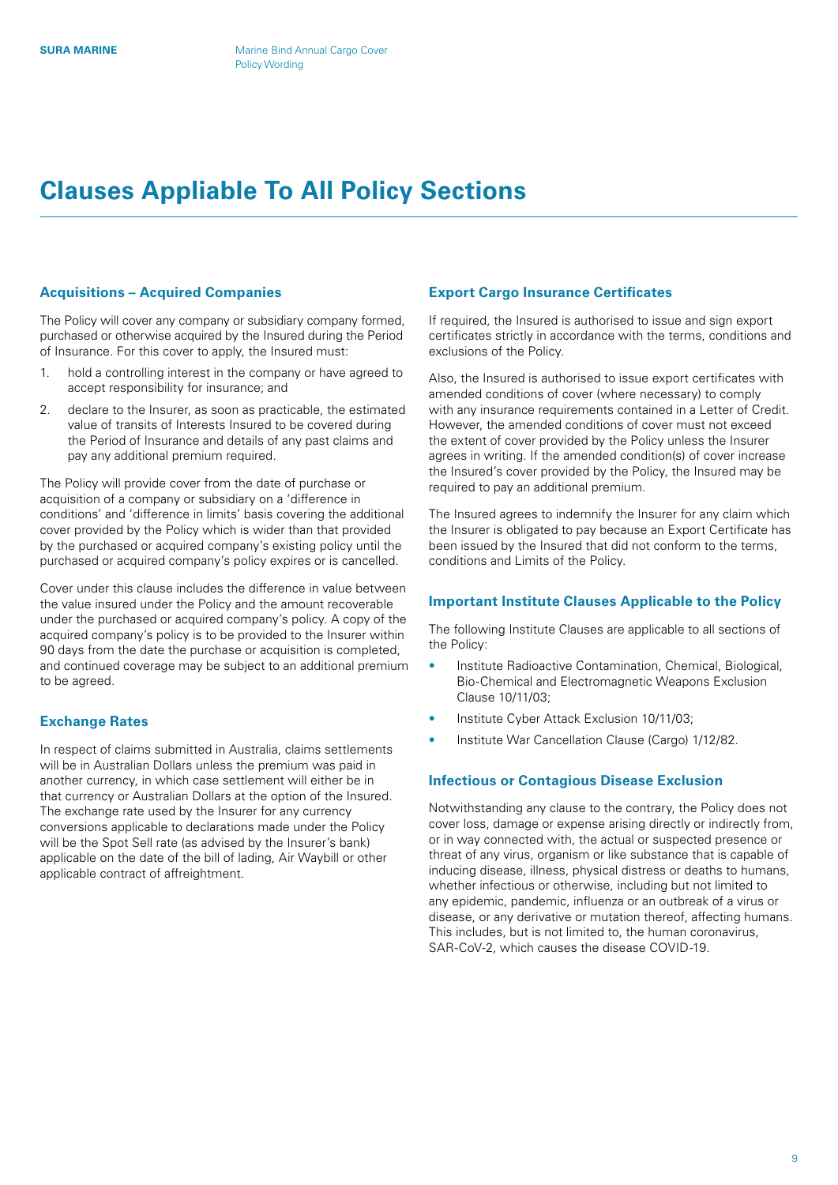# Clauses Appliable To All Policy Sections

## Acquisitions – Acquired Companies

The Policy will cover any company or subsidiary company formed, purchased or otherwise acquired by the Insured during the Period of Insurance. For this cover to apply, the Insured must:

1. hold a controlling interest in the company or have agreed to accept responsibility for insurance; and
2. declare to the Insurer, as soon as practicable, the estimated value of transits of Interests Insured to be covered during the Period of Insurance and details of any past claims and pay any additional premium required.

The Policy will provide cover from the date of purchase or acquisition of a company or subsidiary on a 'difference in conditions' and 'difference in limits' basis covering the additional cover provided by the Policy which is wider than that provided by the purchased or acquired company's existing policy until the purchased or acquired company's policy expires or is cancelled.

Cover under this clause includes the difference in value between the value insured under the Policy and the amount recoverable under the purchased or acquired company's policy. A copy of the acquired company's policy is to be provided to the Insurer within 90 days from the date the purchase or acquisition is completed, and continued coverage may be subject to an additional premium to be agreed.

## Exchange Rates

In respect of claims submitted in Australia, claims settlements will be in Australian Dollars unless the premium was paid in another currency, in which case settlement will either be in that currency or Australian Dollars at the option of the Insured. The exchange rate used by the Insurer for any currency conversions applicable to declarations made under the Policy will be the Spot Sell rate (as advised by the Insurer's bank) applicable on the date of the bill of lading, Air Waybill or other applicable contract of affreightment.

## Export Cargo Insurance Certificates

If required, the Insured is authorised to issue and sign export certificates strictly in accordance with the terms, conditions and exclusions of the Policy.

Also, the Insured is authorised to issue export certificates with amended conditions of cover (where necessary) to comply with any insurance requirements contained in a Letter of Credit. However, the amended conditions of cover must not exceed the extent of cover provided by the Policy unless the Insurer agrees in writing. If the amended condition(s) of cover increase the Insured's cover provided by the Policy, the Insured may be required to pay an additional premium.

The Insured agrees to indemnify the Insurer for any claim which the Insurer is obligated to pay because an Export Certificate has been issued by the Insured that did not conform to the terms, conditions and Limits of the Policy.

## Important Institute Clauses Applicable to the Policy

The following Institute Clauses are applicable to all sections of the Policy:

- Institute Radioactive Contamination, Chemical, Biological, Bio-Chemical and Electromagnetic Weapons Exclusion Clause 10/11/03;
- Institute Cyber Attack Exclusion 10/11/03;
- Institute War Cancellation Clause (Cargo) 1/12/82.

## Infectious or Contagious Disease Exclusion

Notwithstanding any clause to the contrary, the Policy does not cover loss, damage or expense arising directly or indirectly from, or in way connected with, the actual or suspected presence or threat of any virus, organism or like substance that is capable of inducing disease, illness, physical distress or deaths to humans, whether infectious or otherwise, including but not limited to any epidemic, pandemic, influenza or an outbreak of a virus or disease, or any derivative or mutation thereof, affecting humans. This includes, but is not limited to, the human coronavirus, SAR-CoV-2, which causes the disease COVID-19.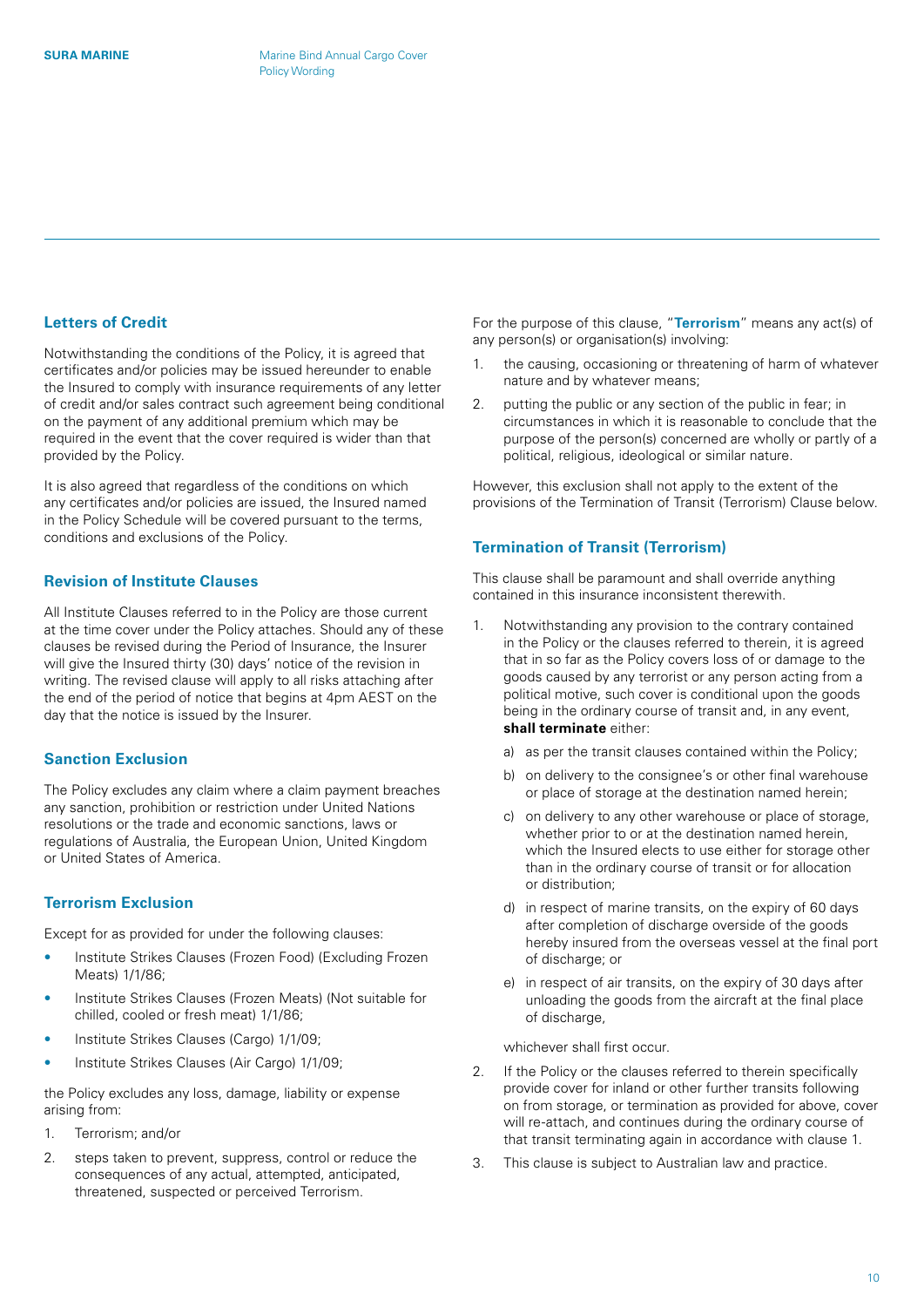## Letters of Credit

Notwithstanding the conditions of the Policy, it is agreed that certificates and/or policies may be issued hereunder to enable the Insured to comply with insurance requirements of any letter of credit and/or sales contract such agreement being conditional on the payment of any additional premium which may be required in the event that the cover required is wider than that provided by the Policy.

It is also agreed that regardless of the conditions on which any certificates and/or policies are issued, the Insured named in the Policy Schedule will be covered pursuant to the terms, conditions and exclusions of the Policy.

## Revision of Institute Clauses

All Institute Clauses referred to in the Policy are those current at the time cover under the Policy attaches. Should any of these clauses be revised during the Period of Insurance, the Insurer will give the Insured thirty (30) days' notice of the revision in writing. The revised clause will apply to all risks attaching after the end of the period of notice that begins at 4pm AEST on the day that the notice is issued by the Insurer.

## Sanction Exclusion

The Policy excludes any claim where a claim payment breaches any sanction, prohibition or restriction under United Nations resolutions or the trade and economic sanctions, laws or regulations of Australia, the European Union, United Kingdom or United States of America.

## Terrorism Exclusion

Except for as provided for under the following clauses:

- Institute Strikes Clauses (Frozen Food) (Excluding Frozen Meats) 1/1/86;
- Institute Strikes Clauses (Frozen Meats) (Not suitable for chilled, cooled or fresh meat) 1/1/86;
- Institute Strikes Clauses (Cargo) 1/1/09;
- Institute Strikes Clauses (Air Cargo) 1/1/09;

the Policy excludes any loss, damage, liability or expense arising from:

1. Terrorism; and/or
2. steps taken to prevent, suppress, control or reduce the consequences of any actual, attempted, anticipated, threatened, suspected or perceived Terrorism.

For the purpose of this clause, "**Terrorism**" means any act(s) of any person(s) or organisation(s) involving:

1. the causing, occasioning or threatening of harm of whatever nature and by whatever means;
2. putting the public or any section of the public in fear; in circumstances in which it is reasonable to conclude that the purpose of the person(s) concerned are wholly or partly of a political, religious, ideological or similar nature.

However, this exclusion shall not apply to the extent of the provisions of the Termination of Transit (Terrorism) Clause below.

## Termination of Transit (Terrorism)

This clause shall be paramount and shall override anything contained in this insurance inconsistent therewith.

1. Notwithstanding any provision to the contrary contained in the Policy or the clauses referred to therein, it is agreed that in so far as the Policy covers loss of or damage to the goods caused by any terrorist or any person acting from a political motive, such cover is conditional upon the goods being in the ordinary course of transit and, in any event, **shall terminate** either:
   a) as per the transit clauses contained within the Policy;
   b) on delivery to the consignee's or other final warehouse or place of storage at the destination named herein;
   c) on delivery to any other warehouse or place of storage, whether prior to or at the destination named herein, which the Insured elects to use either for storage other than in the ordinary course of transit or for allocation or distribution;
   d) in respect of marine transits, on the expiry of 60 days after completion of discharge overside of the goods hereby insured from the overseas vessel at the final port of discharge; or
   e) in respect of air transits, on the expiry of 30 days after unloading the goods from the aircraft at the final place of discharge,

   whichever shall first occur.
2. If the Policy or the clauses referred to therein specifically provide cover for inland or other further transits following on from storage, or termination as provided for above, cover will re-attach, and continues during the ordinary course of that transit terminating again in accordance with clause 1.
3. This clause is subject to Australian law and practice.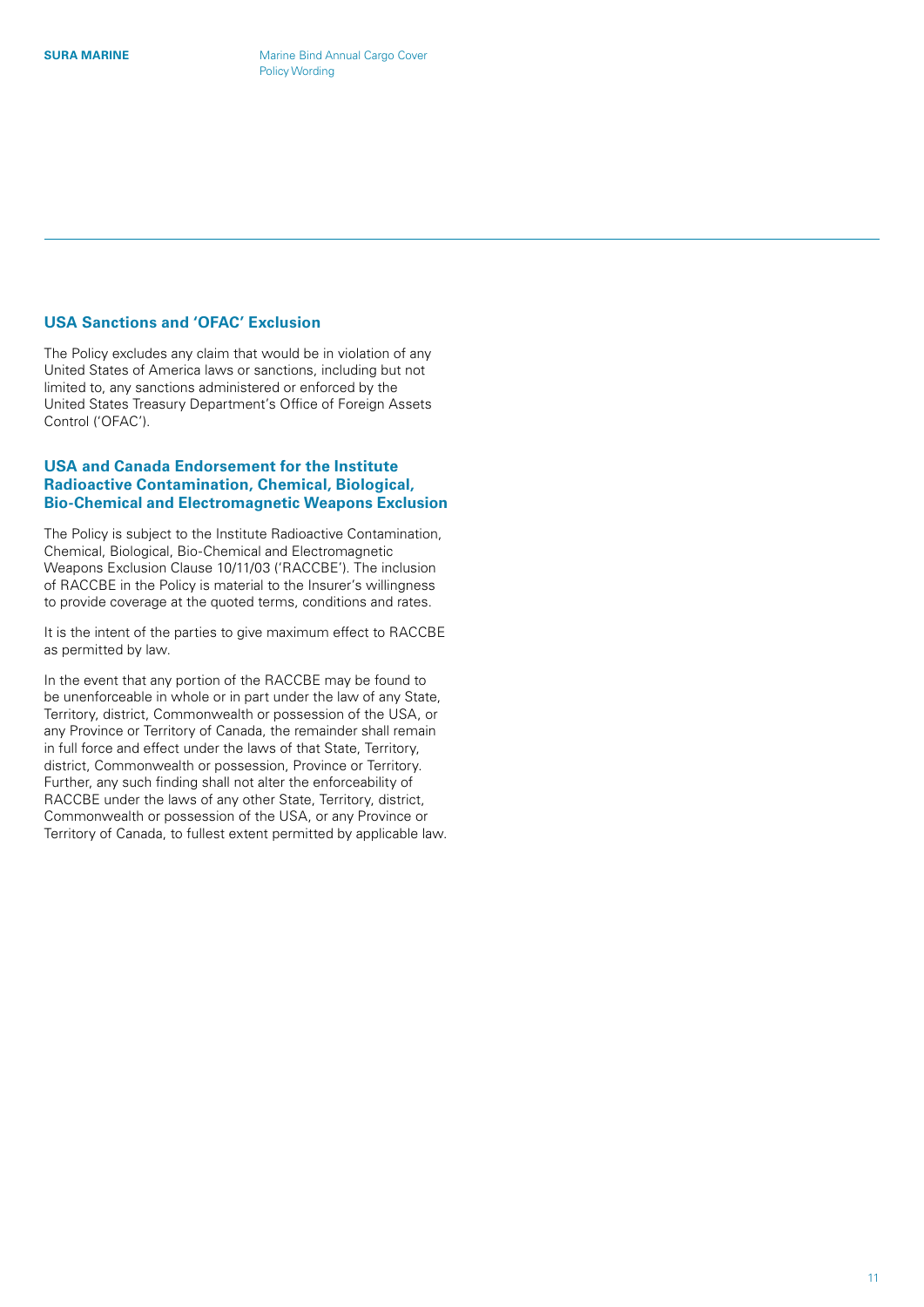## USA Sanctions and 'OFAC' Exclusion

The Policy excludes any claim that would be in violation of any United States of America laws or sanctions, including but not limited to, any sanctions administered or enforced by the United States Treasury Department's Office of Foreign Assets Control ('OFAC').

## USA and Canada Endorsement for the Institute Radioactive Contamination, Chemical, Biological, Bio-Chemical and Electromagnetic Weapons Exclusion

The Policy is subject to the Institute Radioactive Contamination, Chemical, Biological, Bio-Chemical and Electromagnetic Weapons Exclusion Clause 10/11/03 ('RACCBE'). The inclusion of RACCBE in the Policy is material to the Insurer's willingness to provide coverage at the quoted terms, conditions and rates.

It is the intent of the parties to give maximum effect to RACCBE as permitted by law.

In the event that any portion of the RACCBE may be found to be unenforceable in whole or in part under the law of any State, Territory, district, Commonwealth or possession of the USA, or any Province or Territory of Canada, the remainder shall remain in full force and effect under the laws of that State, Territory, district, Commonwealth or possession, Province or Territory. Further, any such finding shall not alter the enforceability of RACCBE under the laws of any other State, Territory, district, Commonwealth or possession of the USA, or any Province or Territory of Canada, to fullest extent permitted by applicable law.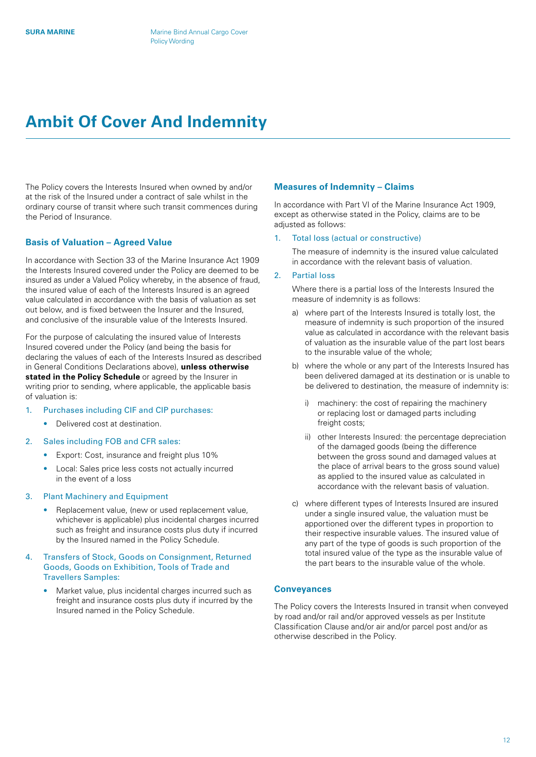# Ambit Of Cover And Indemnity

The Policy covers the Interests Insured when owned by and/or at the risk of the Insured under a contract of sale whilst in the ordinary course of transit where such transit commences during the Period of Insurance.

## Basis of Valuation – Agreed Value

In accordance with Section 33 of the Marine Insurance Act 1909 the Interests Insured covered under the Policy are deemed to be insured as under a Valued Policy whereby, in the absence of fraud, the insured value of each of the Interests Insured is an agreed value calculated in accordance with the basis of valuation as set out below, and is fixed between the Insurer and the Insured, and conclusive of the insurable value of the Interests Insured.

For the purpose of calculating the insured value of Interests Insured covered under the Policy (and being the basis for declaring the values of each of the Interests Insured as described in General Conditions Declarations above), **unless otherwise stated in the Policy Schedule** or agreed by the Insurer in writing prior to sending, where applicable, the applicable basis of valuation is:

1. Purchases including CIF and CIP purchases:
   - Delivered cost at destination.
2. Sales including FOB and CFR sales:
   - Export: Cost, insurance and freight plus 10%
   - Local: Sales price less costs not actually incurred in the event of a loss
3. Plant Machinery and Equipment
   - Replacement value, (new or used replacement value, whichever is applicable) plus incidental charges incurred such as freight and insurance costs plus duty if incurred by the Insured named in the Policy Schedule.
4. Transfers of Stock, Goods on Consignment, Returned Goods, Goods on Exhibition, Tools of Trade and Travellers Samples:
   - Market value, plus incidental charges incurred such as freight and insurance costs plus duty if incurred by the Insured named in the Policy Schedule.

## Measures of Indemnity – Claims

In accordance with Part VI of the Marine Insurance Act 1909, except as otherwise stated in the Policy, claims are to be adjusted as follows:

1. Total loss (actual or constructive)

   The measure of indemnity is the insured value calculated in accordance with the relevant basis of valuation.

2. Partial loss

   Where there is a partial loss of the Interests Insured the measure of indemnity is as follows:

   a) where part of the Interests Insured is totally lost, the measure of indemnity is such proportion of the insured value as calculated in accordance with the relevant basis of valuation as the insurable value of the part lost bears to the insurable value of the whole;

   b) where the whole or any part of the Interests Insured has been delivered damaged at its destination or is unable to be delivered to destination, the measure of indemnity is:

      i) machinery: the cost of repairing the machinery or replacing lost or damaged parts including freight costs;

      ii) other Interests Insured: the percentage depreciation of the damaged goods (being the difference between the gross sound and damaged values at the place of arrival bears to the gross sound value) as applied to the insured value as calculated in accordance with the relevant basis of valuation.

   c) where different types of Interests Insured are insured under a single insured value, the valuation must be apportioned over the different types in proportion to their respective insurable values. The insured value of any part of the type of goods is such proportion of the total insured value of the type as the insurable value of the part bears to the insurable value of the whole.

## Conveyances

The Policy covers the Interests Insured in transit when conveyed by road and/or rail and/or approved vessels as per Institute Classification Clause and/or air and/or parcel post and/or as otherwise described in the Policy.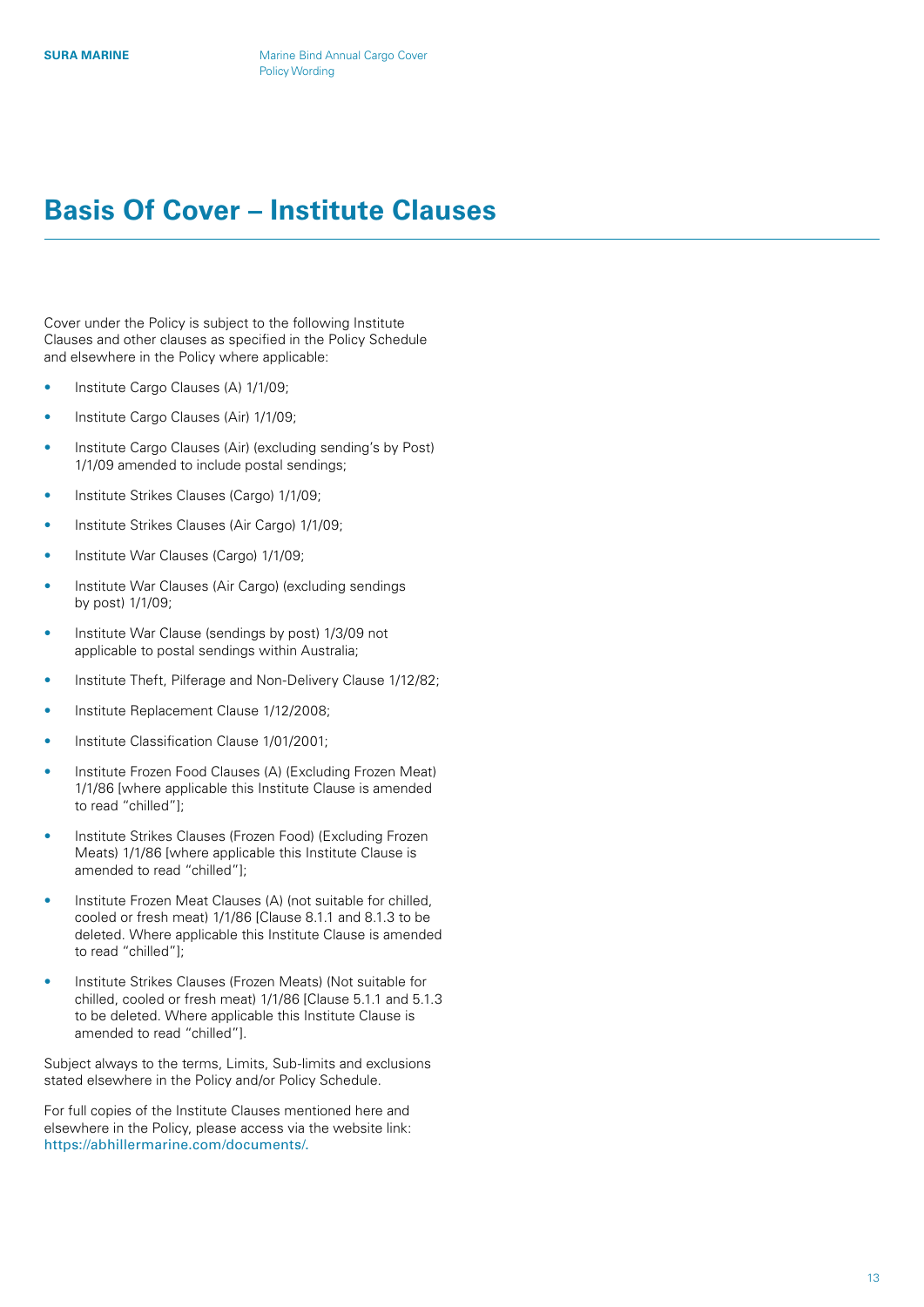# Basis Of Cover – Institute Clauses

Cover under the Policy is subject to the following Institute Clauses and other clauses as specified in the Policy Schedule and elsewhere in the Policy where applicable:

- Institute Cargo Clauses (A) 1/1/09;
- Institute Cargo Clauses (Air) 1/1/09;
- Institute Cargo Clauses (Air) (excluding sending's by Post) 1/1/09 amended to include postal sendings;
- Institute Strikes Clauses (Cargo) 1/1/09;
- Institute Strikes Clauses (Air Cargo) 1/1/09;
- Institute War Clauses (Cargo) 1/1/09;
- Institute War Clauses (Air Cargo) (excluding sendings by post) 1/1/09;
- Institute War Clause (sendings by post) 1/3/09 not applicable to postal sendings within Australia;
- Institute Theft, Pilferage and Non-Delivery Clause 1/12/82;
- Institute Replacement Clause 1/12/2008;
- Institute Classification Clause 1/01/2001;
- Institute Frozen Food Clauses (A) (Excluding Frozen Meat) 1/1/86 [where applicable this Institute Clause is amended to read "chilled"];
- Institute Strikes Clauses (Frozen Food) (Excluding Frozen Meats) 1/1/86 [where applicable this Institute Clause is amended to read "chilled"];
- Institute Frozen Meat Clauses (A) (not suitable for chilled, cooled or fresh meat) 1/1/86 [Clause 8.1.1 and 8.1.3 to be deleted. Where applicable this Institute Clause is amended to read "chilled"];
- Institute Strikes Clauses (Frozen Meats) (Not suitable for chilled, cooled or fresh meat) 1/1/86 [Clause 5.1.1 and 5.1.3 to be deleted. Where applicable this Institute Clause is amended to read "chilled"].

Subject always to the terms, Limits, Sub-limits and exclusions stated elsewhere in the Policy and/or Policy Schedule.

For full copies of the Institute Clauses mentioned here and elsewhere in the Policy, please access via the website link: https://abhillermarine.com/documents/.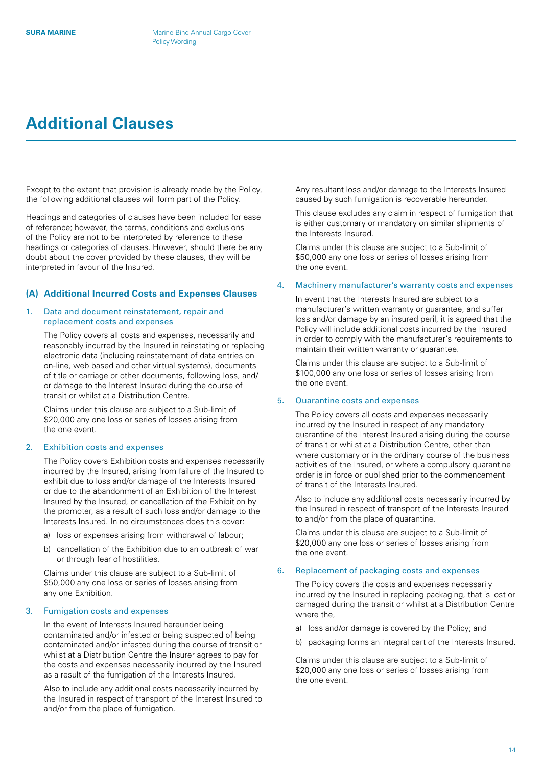# Additional Clauses

Except to the extent that provision is already made by the Policy, the following additional clauses will form part of the Policy.

Headings and categories of clauses have been included for ease of reference; however, the terms, conditions and exclusions of the Policy are not to be interpreted by reference to these headings or categories of clauses. However, should there be any doubt about the cover provided by these clauses, they will be interpreted in favour of the Insured.

## (A) Additional Incurred Costs and Expenses Clauses

### 1. Data and document reinstatement, repair and replacement costs and expenses

The Policy covers all costs and expenses, necessarily and reasonably incurred by the Insured in reinstating or replacing electronic data (including reinstatement of data entries on on-line, web based and other virtual systems), documents of title or carriage or other documents, following loss, and/or damage to the Interest Insured during the course of transit or whilst at a Distribution Centre.

Claims under this clause are subject to a Sub-limit of $20,000 any one loss or series of losses arising from the one event.

### 2. Exhibition costs and expenses

The Policy covers Exhibition costs and expenses necessarily incurred by the Insured, arising from failure of the Insured to exhibit due to loss and/or damage of the Interests Insured or due to the abandonment of an Exhibition of the Interest Insured by the Insured, or cancellation of the Exhibition by the promoter, as a result of such loss and/or damage to the Interests Insured. In no circumstances does this cover:

a) loss or expenses arising from withdrawal of labour;

b) cancellation of the Exhibition due to an outbreak of war or through fear of hostilities.

Claims under this clause are subject to a Sub-limit of $50,000 any one loss or series of losses arising from any one Exhibition.

### 3. Fumigation costs and expenses

In the event of Interests Insured hereunder being contaminated and/or infested or being suspected of being contaminated and/or infested during the course of transit or whilst at a Distribution Centre the Insurer agrees to pay for the costs and expenses necessarily incurred by the Insured as a result of the fumigation of the Interests Insured.

Also to include any additional costs necessarily incurred by the Insured in respect of transport of the Interest Insured to and/or from the place of fumigation.

Any resultant loss and/or damage to the Interests Insured caused by such fumigation is recoverable hereunder.

This clause excludes any claim in respect of fumigation that is either customary or mandatory on similar shipments of the Interests Insured.

Claims under this clause are subject to a Sub-limit of $50,000 any one loss or series of losses arising from the one event.

### 4. Machinery manufacturer's warranty costs and expenses

In event that the Interests Insured are subject to a manufacturer's written warranty or guarantee, and suffer loss and/or damage by an insured peril, it is agreed that the Policy will include additional costs incurred by the Insured in order to comply with the manufacturer's requirements to maintain their written warranty or guarantee.

Claims under this clause are subject to a Sub-limit of $100,000 any one loss or series of losses arising from the one event.

### 5. Quarantine costs and expenses

The Policy covers all costs and expenses necessarily incurred by the Insured in respect of any mandatory quarantine of the Interest Insured arising during the course of transit or whilst at a Distribution Centre, other than where customary or in the ordinary course of the business activities of the Insured, or where a compulsory quarantine order is in force or published prior to the commencement of transit of the Interests Insured.

Also to include any additional costs necessarily incurred by the Insured in respect of transport of the Interests Insured to and/or from the place of quarantine.

Claims under this clause are subject to a Sub-limit of $20,000 any one loss or series of losses arising from the one event.

### 6. Replacement of packaging costs and expenses

The Policy covers the costs and expenses necessarily incurred by the Insured in replacing packaging, that is lost or damaged during the transit or whilst at a Distribution Centre where the,

a) loss and/or damage is covered by the Policy; and

b) packaging forms an integral part of the Interests Insured.

Claims under this clause are subject to a Sub-limit of $20,000 any one loss or series of losses arising from the one event.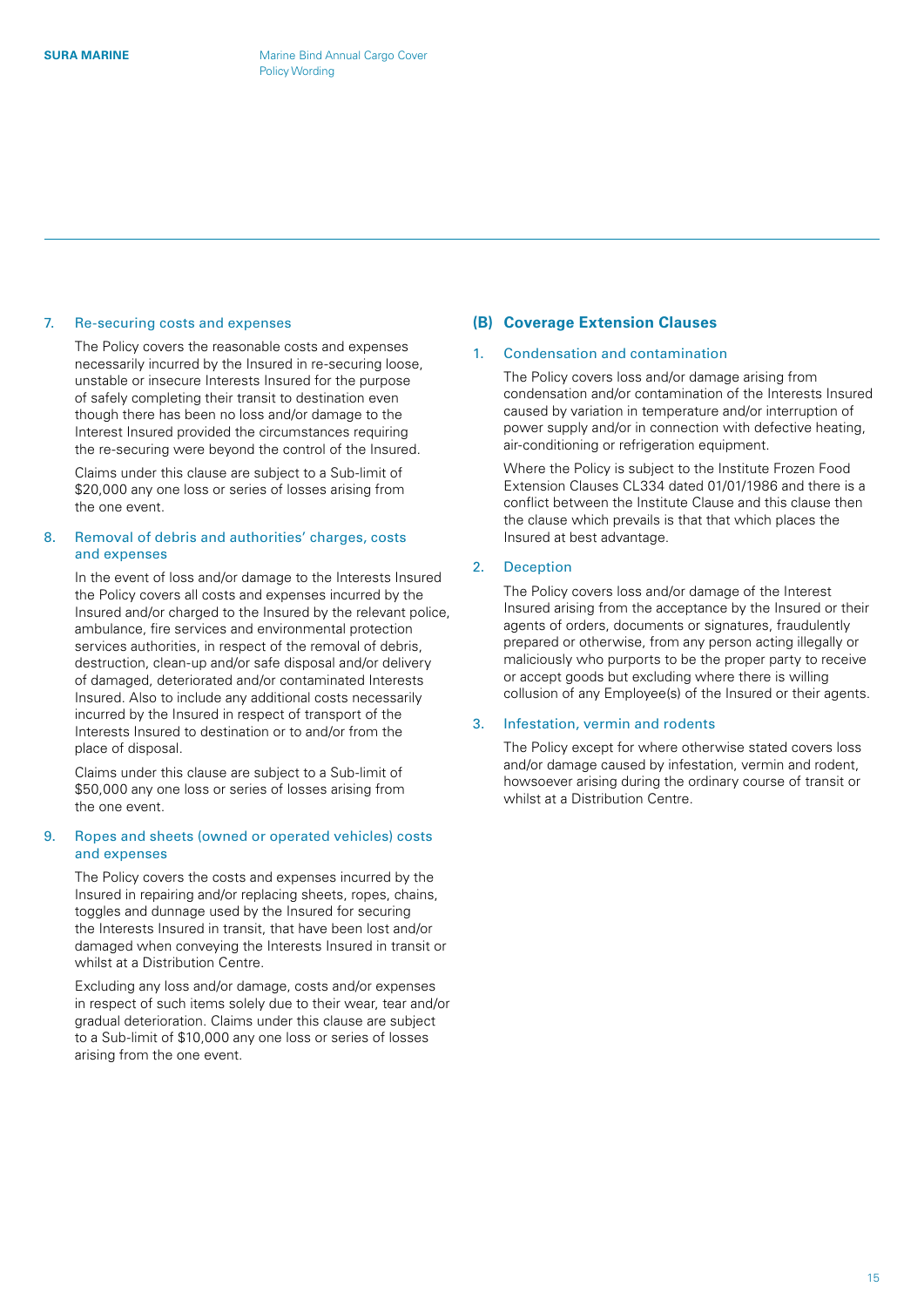### 7. Re-securing costs and expenses

The Policy covers the reasonable costs and expenses necessarily incurred by the Insured in re-securing loose, unstable or insecure Interests Insured for the purpose of safely completing their transit to destination even though there has been no loss and/or damage to the Interest Insured provided the circumstances requiring the re-securing were beyond the control of the Insured.

Claims under this clause are subject to a Sub-limit of $20,000 any one loss or series of losses arising from the one event.

### 8. Removal of debris and authorities' charges, costs and expenses

In the event of loss and/or damage to the Interests Insured the Policy covers all costs and expenses incurred by the Insured and/or charged to the Insured by the relevant police, ambulance, fire services and environmental protection services authorities, in respect of the removal of debris, destruction, clean-up and/or safe disposal and/or delivery of damaged, deteriorated and/or contaminated Interests Insured. Also to include any additional costs necessarily incurred by the Insured in respect of transport of the Interests Insured to destination or to and/or from the place of disposal.

Claims under this clause are subject to a Sub-limit of $50,000 any one loss or series of losses arising from the one event.

### 9. Ropes and sheets (owned or operated vehicles) costs and expenses

The Policy covers the costs and expenses incurred by the Insured in repairing and/or replacing sheets, ropes, chains, toggles and dunnage used by the Insured for securing the Interests Insured in transit, that have been lost and/or damaged when conveying the Interests Insured in transit or whilst at a Distribution Centre.

Excluding any loss and/or damage, costs and/or expenses in respect of such items solely due to their wear, tear and/or gradual deterioration. Claims under this clause are subject to a Sub-limit of $10,000 any one loss or series of losses arising from the one event.

## (B) Coverage Extension Clauses

### 1. Condensation and contamination

The Policy covers loss and/or damage arising from condensation and/or contamination of the Interests Insured caused by variation in temperature and/or interruption of power supply and/or in connection with defective heating, air-conditioning or refrigeration equipment.

Where the Policy is subject to the Institute Frozen Food Extension Clauses CL334 dated 01/01/1986 and there is a conflict between the Institute Clause and this clause then the clause which prevails is that that which places the Insured at best advantage.

### 2. Deception

The Policy covers loss and/or damage of the Interest Insured arising from the acceptance by the Insured or their agents of orders, documents or signatures, fraudulently prepared or otherwise, from any person acting illegally or maliciously who purports to be the proper party to receive or accept goods but excluding where there is willing collusion of any Employee(s) of the Insured or their agents.

### 3. Infestation, vermin and rodents

The Policy except for where otherwise stated covers loss and/or damage caused by infestation, vermin and rodent, howsoever arising during the ordinary course of transit or whilst at a Distribution Centre.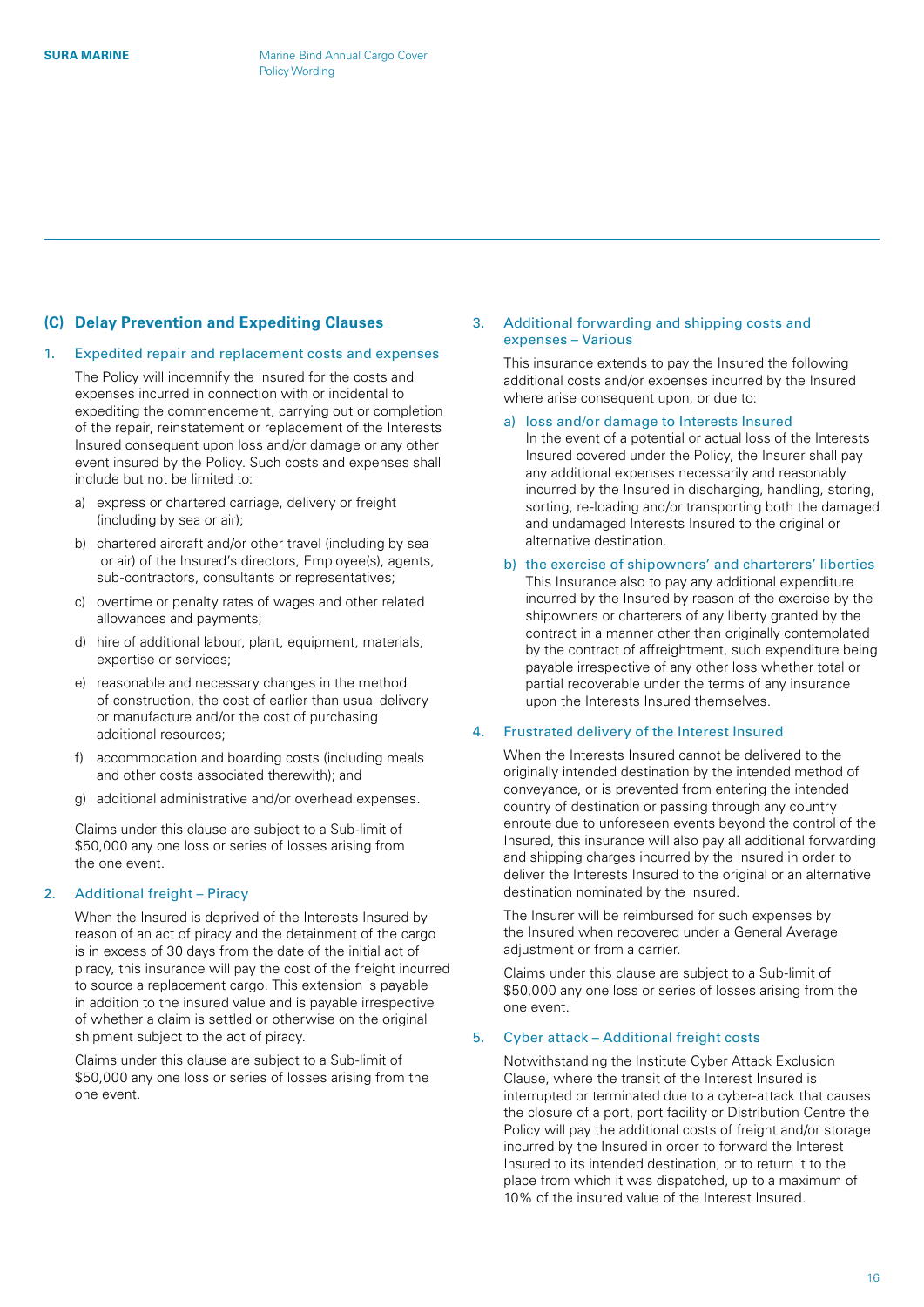## (C) Delay Prevention and Expediting Clauses

### 1. Expedited repair and replacement costs and expenses

The Policy will indemnify the Insured for the costs and expenses incurred in connection with or incidental to expediting the commencement, carrying out or completion of the repair, reinstatement or replacement of the Interests Insured consequent upon loss and/or damage or any other event insured by the Policy. Such costs and expenses shall include but not be limited to:

a) express or chartered carriage, delivery or freight (including by sea or air);

b) chartered aircraft and/or other travel (including by sea or air) of the Insured's directors, Employee(s), agents, sub-contractors, consultants or representatives;

c) overtime or penalty rates of wages and other related allowances and payments;

d) hire of additional labour, plant, equipment, materials, expertise or services;

e) reasonable and necessary changes in the method of construction, the cost of earlier than usual delivery or manufacture and/or the cost of purchasing additional resources;

f) accommodation and boarding costs (including meals and other costs associated therewith); and

g) additional administrative and/or overhead expenses.

Claims under this clause are subject to a Sub-limit of $50,000 any one loss or series of losses arising from the one event.

### 2. Additional freight – Piracy

When the Insured is deprived of the Interests Insured by reason of an act of piracy and the detainment of the cargo is in excess of 30 days from the date of the initial act of piracy, this insurance will pay the cost of the freight incurred to source a replacement cargo. This extension is payable in addition to the insured value and is payable irrespective of whether a claim is settled or otherwise on the original shipment subject to the act of piracy.

Claims under this clause are subject to a Sub-limit of $50,000 any one loss or series of losses arising from the one event.

### 3. Additional forwarding and shipping costs and expenses – Various

This insurance extends to pay the Insured the following additional costs and/or expenses incurred by the Insured where arise consequent upon, or due to:

a) loss and/or damage to Interests Insured
In the event of a potential or actual loss of the Interests Insured covered under the Policy, the Insurer shall pay any additional expenses necessarily and reasonably incurred by the Insured in discharging, handling, storing, sorting, re-loading and/or transporting both the damaged and undamaged Interests Insured to the original or alternative destination.

b) the exercise of shipowners' and charterers' liberties
This Insurance also to pay any additional expenditure incurred by the Insured by reason of the exercise by the shipowners or charterers of any liberty granted by the contract in a manner other than originally contemplated by the contract of affreightment, such expenditure being payable irrespective of any other loss whether total or partial recoverable under the terms of any insurance upon the Interests Insured themselves.

### 4. Frustrated delivery of the Interest Insured

When the Interests Insured cannot be delivered to the originally intended destination by the intended method of conveyance, or is prevented from entering the intended country of destination or passing through any country enroute due to unforeseen events beyond the control of the Insured, this insurance will also pay all additional forwarding and shipping charges incurred by the Insured in order to deliver the Interests Insured to the original or an alternative destination nominated by the Insured.

The Insurer will be reimbursed for such expenses by the Insured when recovered under a General Average adjustment or from a carrier.

Claims under this clause are subject to a Sub-limit of $50,000 any one loss or series of losses arising from the one event.

### 5. Cyber attack – Additional freight costs

Notwithstanding the Institute Cyber Attack Exclusion Clause, where the transit of the Interest Insured is interrupted or terminated due to a cyber-attack that causes the closure of a port, port facility or Distribution Centre the Policy will pay the additional costs of freight and/or storage incurred by the Insured in order to forward the Interest Insured to its intended destination, or to return it to the place from which it was dispatched, up to a maximum of 10% of the insured value of the Interest Insured.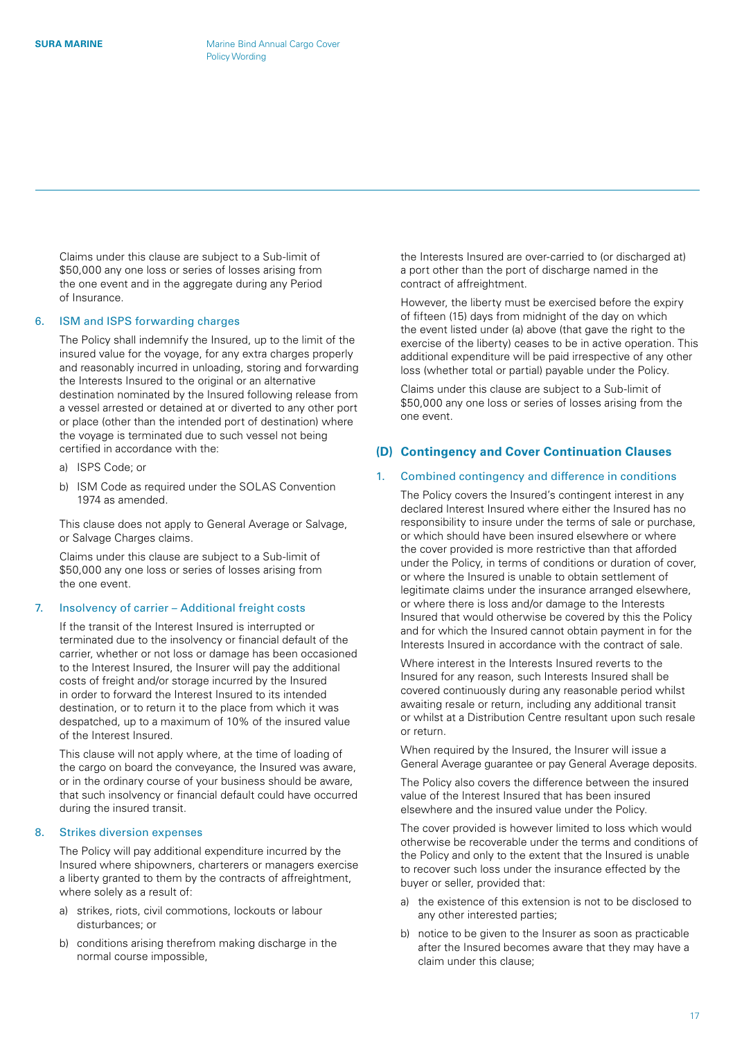Claims under this clause are subject to a Sub-limit of $50,000 any one loss or series of losses arising from the one event and in the aggregate during any Period of Insurance.

### 6. ISM and ISPS forwarding charges

The Policy shall indemnify the Insured, up to the limit of the insured value for the voyage, for any extra charges properly and reasonably incurred in unloading, storing and forwarding the Interests Insured to the original or an alternative destination nominated by the Insured following release from a vessel arrested or detained at or diverted to any other port or place (other than the intended port of destination) where the voyage is terminated due to such vessel not being certified in accordance with the:

a) ISPS Code; or
b) ISM Code as required under the SOLAS Convention 1974 as amended.

This clause does not apply to General Average or Salvage, or Salvage Charges claims.

Claims under this clause are subject to a Sub-limit of $50,000 any one loss or series of losses arising from the one event.

### 7. Insolvency of carrier – Additional freight costs

If the transit of the Interest Insured is interrupted or terminated due to the insolvency or financial default of the carrier, whether or not loss or damage has been occasioned to the Interest Insured, the Insurer will pay the additional costs of freight and/or storage incurred by the Insured in order to forward the Interest Insured to its intended destination, or to return it to the place from which it was despatched, up to a maximum of 10% of the insured value of the Interest Insured.

This clause will not apply where, at the time of loading of the cargo on board the conveyance, the Insured was aware, or in the ordinary course of your business should be aware, that such insolvency or financial default could have occurred during the insured transit.

### 8. Strikes diversion expenses

The Policy will pay additional expenditure incurred by the Insured where shipowners, charterers or managers exercise a liberty granted to them by the contracts of affreightment, where solely as a result of:

a) strikes, riots, civil commotions, lockouts or labour disturbances; or
b) conditions arising therefrom making discharge in the normal course impossible,

the Interests Insured are over-carried to (or discharged at) a port other than the port of discharge named in the contract of affreightment.

However, the liberty must be exercised before the expiry of fifteen (15) days from midnight of the day on which the event listed under (a) above (that gave the right to the exercise of the liberty) ceases to be in active operation. This additional expenditure will be paid irrespective of any other loss (whether total or partial) payable under the Policy.

Claims under this clause are subject to a Sub-limit of $50,000 any one loss or series of losses arising from the one event.

## (D) Contingency and Cover Continuation Clauses

### 1. Combined contingency and difference in conditions

The Policy covers the Insured's contingent interest in any declared Interest Insured where either the Insured has no responsibility to insure under the terms of sale or purchase, or which should have been insured elsewhere or where the cover provided is more restrictive than that afforded under the Policy, in terms of conditions or duration of cover, or where the Insured is unable to obtain settlement of legitimate claims under the insurance arranged elsewhere, or where there is loss and/or damage to the Interests Insured that would otherwise be covered by this the Policy and for which the Insured cannot obtain payment in for the Interests Insured in accordance with the contract of sale.

Where interest in the Interests Insured reverts to the Insured for any reason, such Interests Insured shall be covered continuously during any reasonable period whilst awaiting resale or return, including any additional transit or whilst at a Distribution Centre resultant upon such resale or return.

When required by the Insured, the Insurer will issue a General Average guarantee or pay General Average deposits.

The Policy also covers the difference between the insured value of the Interest Insured that has been insured elsewhere and the insured value under the Policy.

The cover provided is however limited to loss which would otherwise be recoverable under the terms and conditions of the Policy and only to the extent that the Insured is unable to recover such loss under the insurance effected by the buyer or seller, provided that:

a) the existence of this extension is not to be disclosed to any other interested parties;
b) notice to be given to the Insurer as soon as practicable after the Insured becomes aware that they may have a claim under this clause;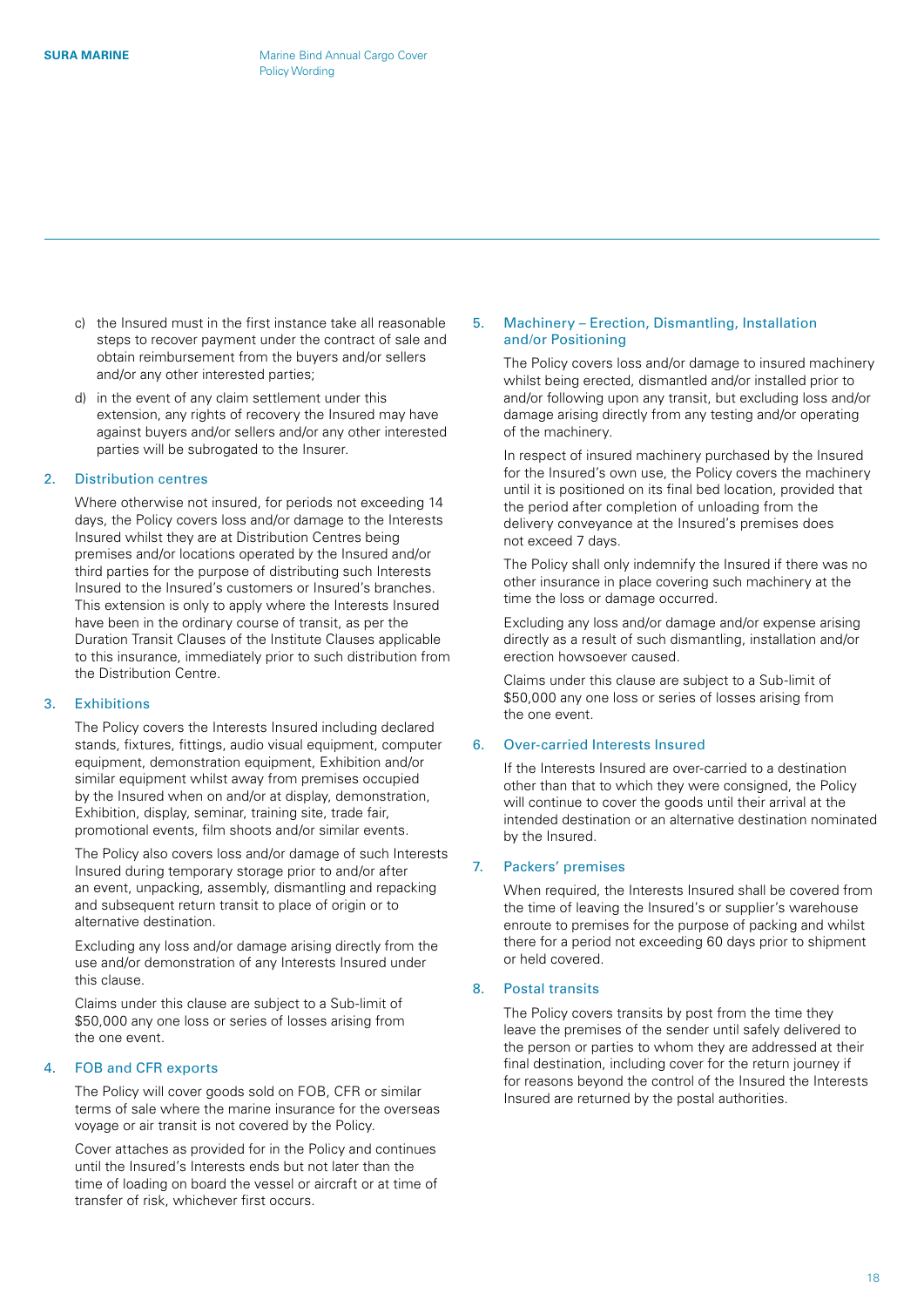c) the Insured must in the first instance take all reasonable steps to recover payment under the contract of sale and obtain reimbursement from the buyers and/or sellers and/or any other interested parties;

d) in the event of any claim settlement under this extension, any rights of recovery the Insured may have against buyers and/or sellers and/or any other interested parties will be subrogated to the Insurer.

## 2. Distribution centres

Where otherwise not insured, for periods not exceeding 14 days, the Policy covers loss and/or damage to the Interests Insured whilst they are at Distribution Centres being premises and/or locations operated by the Insured and/or third parties for the purpose of distributing such Interests Insured to the Insured's customers or Insured's branches. This extension is only to apply where the Interests Insured have been in the ordinary course of transit, as per the Duration Transit Clauses of the Institute Clauses applicable to this insurance, immediately prior to such distribution from the Distribution Centre.

## 3. Exhibitions

The Policy covers the Interests Insured including declared stands, fixtures, fittings, audio visual equipment, computer equipment, demonstration equipment, Exhibition and/or similar equipment whilst away from premises occupied by the Insured when on and/or at display, demonstration, Exhibition, display, seminar, training site, trade fair, promotional events, film shoots and/or similar events.

The Policy also covers loss and/or damage of such Interests Insured during temporary storage prior to and/or after an event, unpacking, assembly, dismantling and repacking and subsequent return transit to place of origin or to alternative destination.

Excluding any loss and/or damage arising directly from the use and/or demonstration of any Interests Insured under this clause.

Claims under this clause are subject to a Sub-limit of $50,000 any one loss or series of losses arising from the one event.

## 4. FOB and CFR exports

The Policy will cover goods sold on FOB, CFR or similar terms of sale where the marine insurance for the overseas voyage or air transit is not covered by the Policy.

Cover attaches as provided for in the Policy and continues until the Insured's Interests ends but not later than the time of loading on board the vessel or aircraft or at time of transfer of risk, whichever first occurs.

## 5. Machinery – Erection, Dismantling, Installation and/or Positioning

The Policy covers loss and/or damage to insured machinery whilst being erected, dismantled and/or installed prior to and/or following upon any transit, but excluding loss and/or damage arising directly from any testing and/or operating of the machinery.

In respect of insured machinery purchased by the Insured for the Insured's own use, the Policy covers the machinery until it is positioned on its final bed location, provided that the period after completion of unloading from the delivery conveyance at the Insured's premises does not exceed 7 days.

The Policy shall only indemnify the Insured if there was no other insurance in place covering such machinery at the time the loss or damage occurred.

Excluding any loss and/or damage and/or expense arising directly as a result of such dismantling, installation and/or erection howsoever caused.

Claims under this clause are subject to a Sub-limit of $50,000 any one loss or series of losses arising from the one event.

## 6. Over-carried Interests Insured

If the Interests Insured are over-carried to a destination other than that to which they were consigned, the Policy will continue to cover the goods until their arrival at the intended destination or an alternative destination nominated by the Insured.

## 7. Packers' premises

When required, the Interests Insured shall be covered from the time of leaving the Insured's or supplier's warehouse enroute to premises for the purpose of packing and whilst there for a period not exceeding 60 days prior to shipment or held covered.

## 8. Postal transits

The Policy covers transits by post from the time they leave the premises of the sender until safely delivered to the person or parties to whom they are addressed at their final destination, including cover for the return journey if for reasons beyond the control of the Insured the Interests Insured are returned by the postal authorities.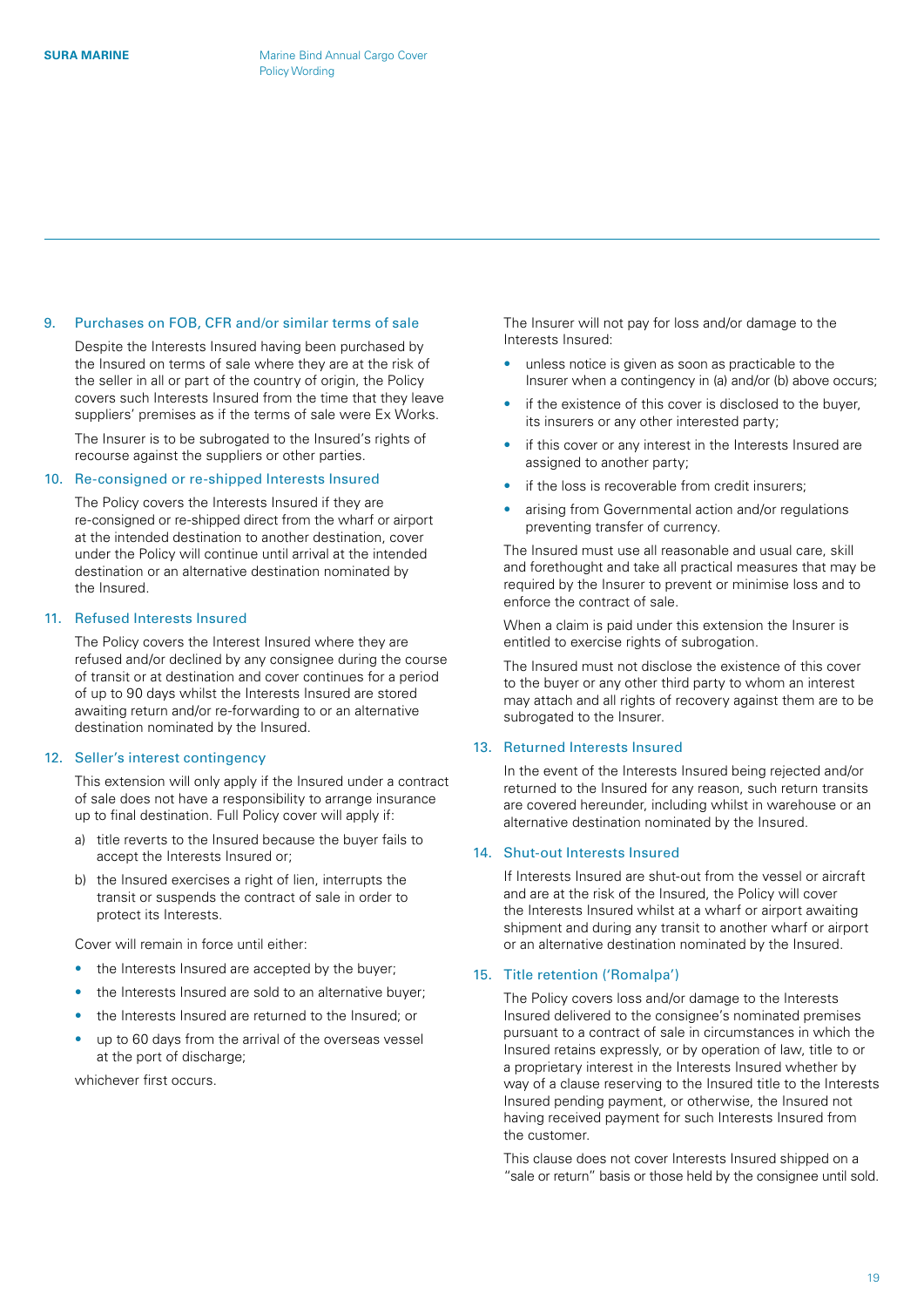## 9. Purchases on FOB, CFR and/or similar terms of sale

Despite the Interests Insured having been purchased by the Insured on terms of sale where they are at the risk of the seller in all or part of the country of origin, the Policy covers such Interests Insured from the time that they leave suppliers' premises as if the terms of sale were Ex Works.

The Insurer is to be subrogated to the Insured's rights of recourse against the suppliers or other parties.

## 10. Re-consigned or re-shipped Interests Insured

The Policy covers the Interests Insured if they are re-consigned or re-shipped direct from the wharf or airport at the intended destination to another destination, cover under the Policy will continue until arrival at the intended destination or an alternative destination nominated by the Insured.

## 11. Refused Interests Insured

The Policy covers the Interest Insured where they are refused and/or declined by any consignee during the course of transit or at destination and cover continues for a period of up to 90 days whilst the Interests Insured are stored awaiting return and/or re-forwarding to or an alternative destination nominated by the Insured.

## 12. Seller's interest contingency

This extension will only apply if the Insured under a contract of sale does not have a responsibility to arrange insurance up to final destination. Full Policy cover will apply if:

a) title reverts to the Insured because the buyer fails to accept the Interests Insured or;

b) the Insured exercises a right of lien, interrupts the transit or suspends the contract of sale in order to protect its Interests.

Cover will remain in force until either:

- the Interests Insured are accepted by the buyer;
- the Interests Insured are sold to an alternative buyer;
- the Interests Insured are returned to the Insured; or
- up to 60 days from the arrival of the overseas vessel at the port of discharge;

whichever first occurs.

The Insurer will not pay for loss and/or damage to the Interests Insured:

- unless notice is given as soon as practicable to the Insurer when a contingency in (a) and/or (b) above occurs;
- if the existence of this cover is disclosed to the buyer, its insurers or any other interested party;
- if this cover or any interest in the Interests Insured are assigned to another party;
- if the loss is recoverable from credit insurers;
- arising from Governmental action and/or regulations preventing transfer of currency.

The Insured must use all reasonable and usual care, skill and forethought and take all practical measures that may be required by the Insurer to prevent or minimise loss and to enforce the contract of sale.

When a claim is paid under this extension the Insurer is entitled to exercise rights of subrogation.

The Insured must not disclose the existence of this cover to the buyer or any other third party to whom an interest may attach and all rights of recovery against them are to be subrogated to the Insurer.

## 13. Returned Interests Insured

In the event of the Interests Insured being rejected and/or returned to the Insured for any reason, such return transits are covered hereunder, including whilst in warehouse or an alternative destination nominated by the Insured.

## 14. Shut-out Interests Insured

If Interests Insured are shut-out from the vessel or aircraft and are at the risk of the Insured, the Policy will cover the Interests Insured whilst at a wharf or airport awaiting shipment and during any transit to another wharf or airport or an alternative destination nominated by the Insured.

## 15. Title retention ('Romalpa')

The Policy covers loss and/or damage to the Interests Insured delivered to the consignee's nominated premises pursuant to a contract of sale in circumstances in which the Insured retains expressly, or by operation of law, title to or a proprietary interest in the Interests Insured whether by way of a clause reserving to the Insured title to the Interests Insured pending payment, or otherwise, the Insured not having received payment for such Interests Insured from the customer.

This clause does not cover Interests Insured shipped on a "sale or return" basis or those held by the consignee until sold.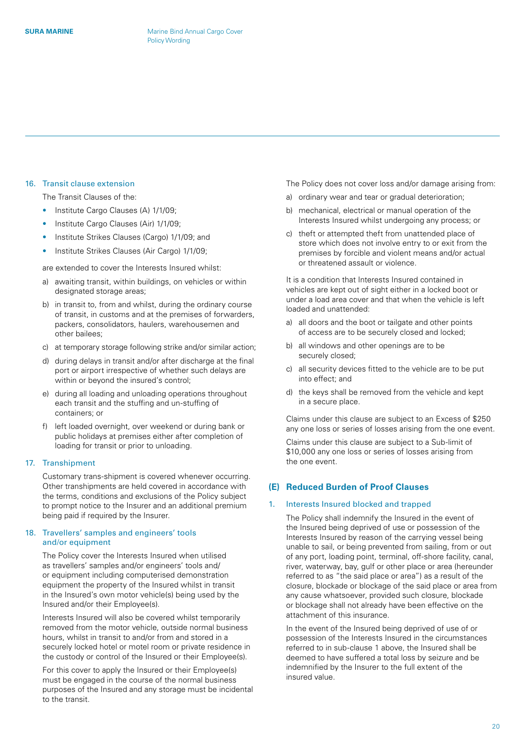### 16. Transit clause extension

The Transit Clauses of the:

- Institute Cargo Clauses (A) 1/1/09;
- Institute Cargo Clauses (Air) 1/1/09;
- Institute Strikes Clauses (Cargo) 1/1/09; and
- Institute Strikes Clauses (Air Cargo) 1/1/09;

are extended to cover the Interests Insured whilst:

a) awaiting transit, within buildings, on vehicles or within designated storage areas;

b) in transit to, from and whilst, during the ordinary course of transit, in customs and at the premises of forwarders, packers, consolidators, haulers, warehousemen and other bailees;

c) at temporary storage following strike and/or similar action;

d) during delays in transit and/or after discharge at the final port or airport irrespective of whether such delays are within or beyond the insured's control;

e) during all loading and unloading operations throughout each transit and the stuffing and un-stuffing of containers; or

f) left loaded overnight, over weekend or during bank or public holidays at premises either after completion of loading for transit or prior to unloading.

### 17. Transhipment

Customary trans-shipment is covered whenever occurring. Other transhipments are held covered in accordance with the terms, conditions and exclusions of the Policy subject to prompt notice to the Insurer and an additional premium being paid if required by the Insurer.

### 18. Travellers' samples and engineers' tools and/or equipment

The Policy cover the Interests Insured when utilised as travellers' samples and/or engineers' tools and/ or equipment including computerised demonstration equipment the property of the Insured whilst in transit in the Insured's own motor vehicle(s) being used by the Insured and/or their Employee(s).

Interests Insured will also be covered whilst temporarily removed from the motor vehicle, outside normal business hours, whilst in transit to and/or from and stored in a securely locked hotel or motel room or private residence in the custody or control of the Insured or their Employee(s).

For this cover to apply the Insured or their Employee(s) must be engaged in the course of the normal business purposes of the Insured and any storage must be incidental to the transit.

The Policy does not cover loss and/or damage arising from:

a) ordinary wear and tear or gradual deterioration;

b) mechanical, electrical or manual operation of the Interests Insured whilst undergoing any process; or

c) theft or attempted theft from unattended place of store which does not involve entry to or exit from the premises by forcible and violent means and/or actual or threatened assault or violence.

It is a condition that Interests Insured contained in vehicles are kept out of sight either in a locked boot or under a load area cover and that when the vehicle is left loaded and unattended:

a) all doors and the boot or tailgate and other points of access are to be securely closed and locked;

b) all windows and other openings are to be securely closed;

c) all security devices fitted to the vehicle are to be put into effect; and

d) the keys shall be removed from the vehicle and kept in a secure place.

Claims under this clause are subject to an Excess of $250 any one loss or series of losses arising from the one event.

Claims under this clause are subject to a Sub-limit of $10,000 any one loss or series of losses arising from the one event.

## (E) Reduced Burden of Proof Clauses

### 1. Interests Insured blocked and trapped

The Policy shall indemnify the Insured in the event of the Insured being deprived of use or possession of the Interests Insured by reason of the carrying vessel being unable to sail, or being prevented from sailing, from or out of any port, loading point, terminal, off-shore facility, canal, river, waterway, bay, gulf or other place or area (hereunder referred to as "the said place or area") as a result of the closure, blockade or blockage of the said place or area from any cause whatsoever, provided such closure, blockade or blockage shall not already have been effective on the attachment of this insurance.

In the event of the Insured being deprived of use of or possession of the Interests Insured in the circumstances referred to in sub-clause 1 above, the Insured shall be deemed to have suffered a total loss by seizure and be indemnified by the Insurer to the full extent of the insured value.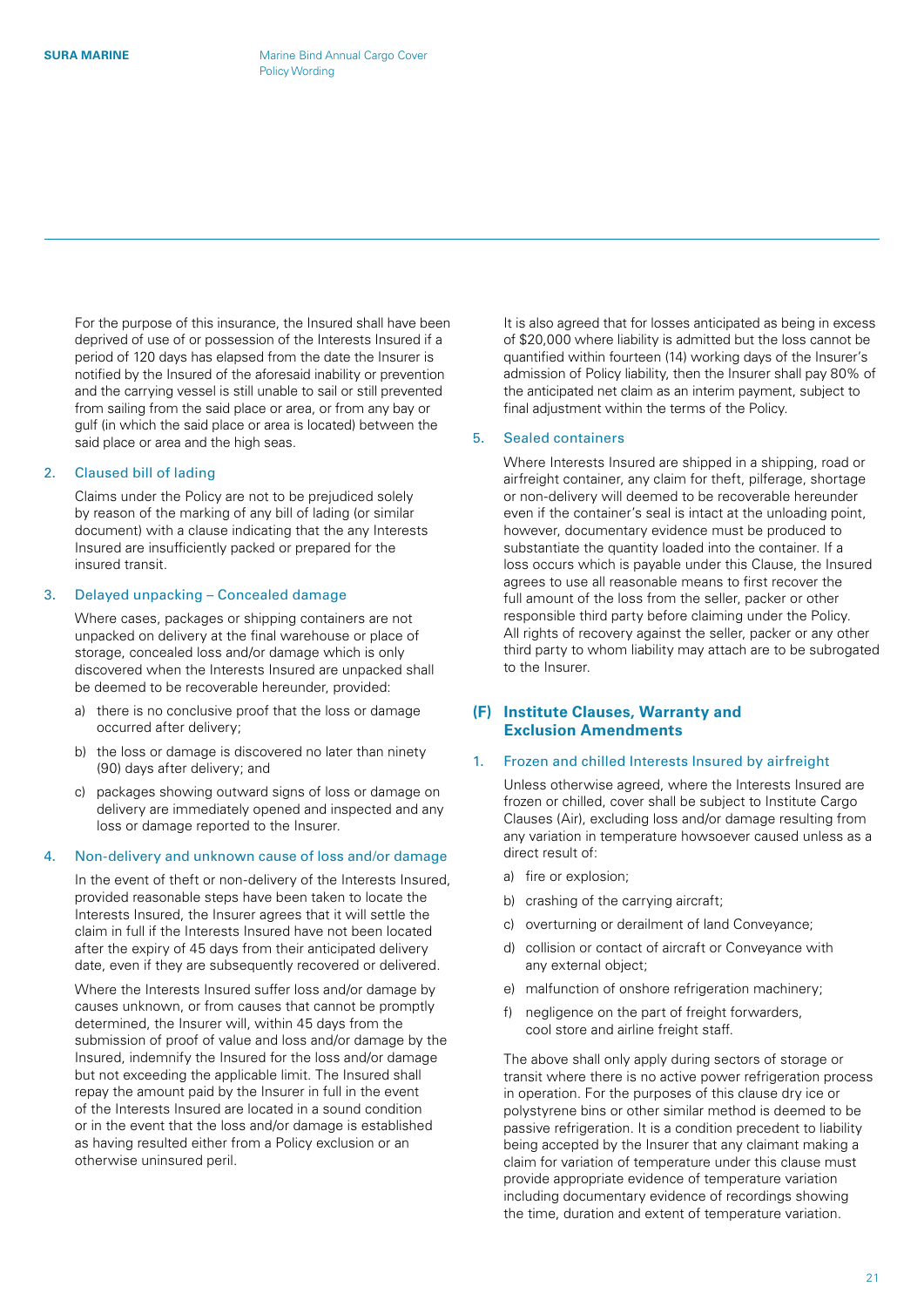For the purpose of this insurance, the Insured shall have been deprived of use of or possession of the Interests Insured if a period of 120 days has elapsed from the date the Insurer is notified by the Insured of the aforesaid inability or prevention and the carrying vessel is still unable to sail or still prevented from sailing from the said place or area, or from any bay or gulf (in which the said place or area is located) between the said place or area and the high seas.

2. Claused bill of lading

Claims under the Policy are not to be prejudiced solely by reason of the marking of any bill of lading (or similar document) with a clause indicating that the any Interests Insured are insufficiently packed or prepared for the insured transit.

3. Delayed unpacking – Concealed damage

Where cases, packages or shipping containers are not unpacked on delivery at the final warehouse or place of storage, concealed loss and/or damage which is only discovered when the Interests Insured are unpacked shall be deemed to be recoverable hereunder, provided:

a) there is no conclusive proof that the loss or damage occurred after delivery;

b) the loss or damage is discovered no later than ninety (90) days after delivery; and

c) packages showing outward signs of loss or damage on delivery are immediately opened and inspected and any loss or damage reported to the Insurer.

4. Non-delivery and unknown cause of loss and/or damage

In the event of theft or non-delivery of the Interests Insured, provided reasonable steps have been taken to locate the Interests Insured, the Insurer agrees that it will settle the claim in full if the Interests Insured have not been located after the expiry of 45 days from their anticipated delivery date, even if they are subsequently recovered or delivered.

Where the Interests Insured suffer loss and/or damage by causes unknown, or from causes that cannot be promptly determined, the Insurer will, within 45 days from the submission of proof of value and loss and/or damage by the Insured, indemnify the Insured for the loss and/or damage but not exceeding the applicable limit. The Insured shall repay the amount paid by the Insurer in full in the event of the Interests Insured are located in a sound condition or in the event that the loss and/or damage is established as having resulted either from a Policy exclusion or an otherwise uninsured peril.

It is also agreed that for losses anticipated as being in excess of $20,000 where liability is admitted but the loss cannot be quantified within fourteen (14) working days of the Insurer's admission of Policy liability, then the Insurer shall pay 80% of the anticipated net claim as an interim payment, subject to final adjustment within the terms of the Policy.

5. Sealed containers

Where Interests Insured are shipped in a shipping, road or airfreight container, any claim for theft, pilferage, shortage or non-delivery will deemed to be recoverable hereunder even if the container's seal is intact at the unloading point, however, documentary evidence must be produced to substantiate the quantity loaded into the container. If a loss occurs which is payable under this Clause, the Insured agrees to use all reasonable means to first recover the full amount of the loss from the seller, packer or other responsible third party before claiming under the Policy. All rights of recovery against the seller, packer or any other third party to whom liability may attach are to be subrogated to the Insurer.

## (F) Institute Clauses, Warranty and Exclusion Amendments

1. Frozen and chilled Interests Insured by airfreight

Unless otherwise agreed, where the Interests Insured are frozen or chilled, cover shall be subject to Institute Cargo Clauses (Air), excluding loss and/or damage resulting from any variation in temperature howsoever caused unless as a direct result of:

a) fire or explosion;

b) crashing of the carrying aircraft;

c) overturning or derailment of land Conveyance;

d) collision or contact of aircraft or Conveyance with any external object;

e) malfunction of onshore refrigeration machinery;

f) negligence on the part of freight forwarders, cool store and airline freight staff.

The above shall only apply during sectors of storage or transit where there is no active power refrigeration process in operation. For the purposes of this clause dry ice or polystyrene bins or other similar method is deemed to be passive refrigeration. It is a condition precedent to liability being accepted by the Insurer that any claimant making a claim for variation of temperature under this clause must provide appropriate evidence of temperature variation including documentary evidence of recordings showing the time, duration and extent of temperature variation.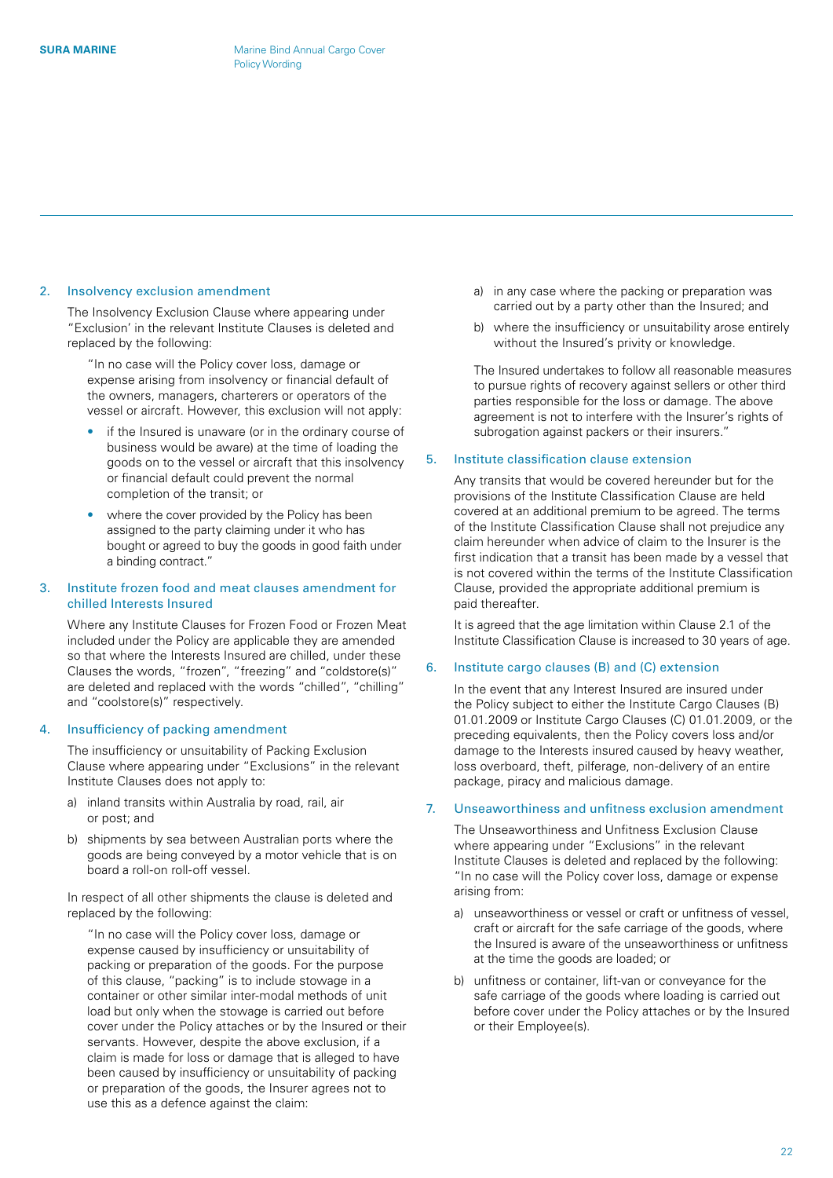## 2. Insolvency exclusion amendment

The Insolvency Exclusion Clause where appearing under "Exclusion' in the relevant Institute Clauses is deleted and replaced by the following:

> "In no case will the Policy cover loss, damage or expense arising from insolvency or financial default of the owners, managers, charterers or operators of the vessel or aircraft. However, this exclusion will not apply:
>
> - if the Insured is unaware (or in the ordinary course of business would be aware) at the time of loading the goods on to the vessel or aircraft that this insolvency or financial default could prevent the normal completion of the transit; or
> - where the cover provided by the Policy has been assigned to the party claiming under it who has bought or agreed to buy the goods in good faith under a binding contract."

## 3. Institute frozen food and meat clauses amendment for chilled Interests Insured

Where any Institute Clauses for Frozen Food or Frozen Meat included under the Policy are applicable they are amended so that where the Interests Insured are chilled, under these Clauses the words, "frozen", "freezing" and "coldstore(s)" are deleted and replaced with the words "chilled", "chilling" and "coolstore(s)" respectively.

## 4. Insufficiency of packing amendment

The insufficiency or unsuitability of Packing Exclusion Clause where appearing under "Exclusions" in the relevant Institute Clauses does not apply to:

a) inland transits within Australia by road, rail, air or post; and

b) shipments by sea between Australian ports where the goods are being conveyed by a motor vehicle that is on board a roll-on roll-off vessel.

In respect of all other shipments the clause is deleted and replaced by the following:

> "In no case will the Policy cover loss, damage or expense caused by insufficiency or unsuitability of packing or preparation of the goods. For the purpose of this clause, "packing" is to include stowage in a container or other similar inter-modal methods of unit load but only when the stowage is carried out before cover under the Policy attaches or by the Insured or their servants. However, despite the above exclusion, if a claim is made for loss or damage that is alleged to have been caused by insufficiency or unsuitability of packing or preparation of the goods, the Insurer agrees not to use this as a defence against the claim:
>
> a) in any case where the packing or preparation was carried out by a party other than the Insured; and
>
> b) where the insufficiency or unsuitability arose entirely without the Insured's privity or knowledge.
>
> The Insured undertakes to follow all reasonable measures to pursue rights of recovery against sellers or other third parties responsible for the loss or damage. The above agreement is not to interfere with the Insurer's rights of subrogation against packers or their insurers."

## 5. Institute classification clause extension

Any transits that would be covered hereunder but for the provisions of the Institute Classification Clause are held covered at an additional premium to be agreed. The terms of the Institute Classification Clause shall not prejudice any claim hereunder when advice of claim to the Insurer is the first indication that a transit has been made by a vessel that is not covered within the terms of the Institute Classification Clause, provided the appropriate additional premium is paid thereafter.

It is agreed that the age limitation within Clause 2.1 of the Institute Classification Clause is increased to 30 years of age.

## 6. Institute cargo clauses (B) and (C) extension

In the event that any Interest Insured are insured under the Policy subject to either the Institute Cargo Clauses (B) 01.01.2009 or Institute Cargo Clauses (C) 01.01.2009, or the preceding equivalents, then the Policy covers loss and/or damage to the Interests insured caused by heavy weather, loss overboard, theft, pilferage, non-delivery of an entire package, piracy and malicious damage.

## 7. Unseaworthiness and unfitness exclusion amendment

The Unseaworthiness and Unfitness Exclusion Clause where appearing under "Exclusions" in the relevant Institute Clauses is deleted and replaced by the following: "In no case will the Policy cover loss, damage or expense arising from:

a) unseaworthiness or vessel or craft or unfitness of vessel, craft or aircraft for the safe carriage of the goods, where the Insured is aware of the unseaworthiness or unfitness at the time the goods are loaded; or

b) unfitness or container, lift-van or conveyance for the safe carriage of the goods where loading is carried out before cover under the Policy attaches or by the Insured or their Employee(s).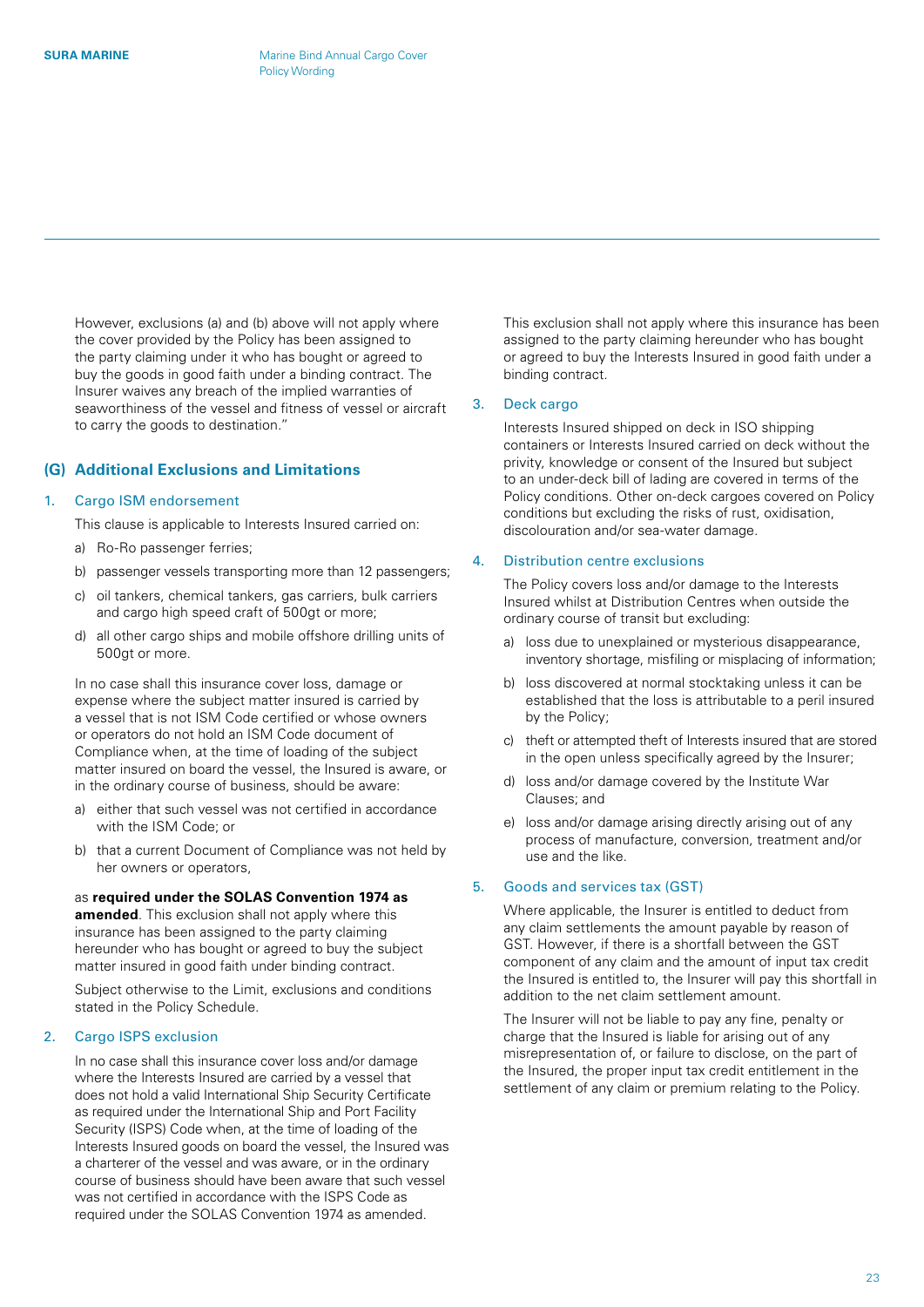However, exclusions (a) and (b) above will not apply where the cover provided by the Policy has been assigned to the party claiming under it who has bought or agreed to buy the goods in good faith under a binding contract. The Insurer waives any breach of the implied warranties of seaworthiness of the vessel and fitness of vessel or aircraft to carry the goods to destination."

## (G) Additional Exclusions and Limitations

### 1. Cargo ISM endorsement

This clause is applicable to Interests Insured carried on:

a) Ro-Ro passenger ferries;

b) passenger vessels transporting more than 12 passengers;

c) oil tankers, chemical tankers, gas carriers, bulk carriers and cargo high speed craft of 500gt or more;

d) all other cargo ships and mobile offshore drilling units of 500gt or more.

In no case shall this insurance cover loss, damage or expense where the subject matter insured is carried by a vessel that is not ISM Code certified or whose owners or operators do not hold an ISM Code document of Compliance when, at the time of loading of the subject matter insured on board the vessel, the Insured is aware, or in the ordinary course of business, should be aware:

a) either that such vessel was not certified in accordance with the ISM Code; or

b) that a current Document of Compliance was not held by her owners or operators,

as **required under the SOLAS Convention 1974 as amended**. This exclusion shall not apply where this insurance has been assigned to the party claiming hereunder who has bought or agreed to buy the subject matter insured in good faith under binding contract.

Subject otherwise to the Limit, exclusions and conditions stated in the Policy Schedule.

### 2. Cargo ISPS exclusion

In no case shall this insurance cover loss and/or damage where the Interests Insured are carried by a vessel that does not hold a valid International Ship Security Certificate as required under the International Ship and Port Facility Security (ISPS) Code when, at the time of loading of the Interests Insured goods on board the vessel, the Insured was a charterer of the vessel and was aware, or in the ordinary course of business should have been aware that such vessel was not certified in accordance with the ISPS Code as required under the SOLAS Convention 1974 as amended.

This exclusion shall not apply where this insurance has been assigned to the party claiming hereunder who has bought or agreed to buy the Interests Insured in good faith under a binding contract.

### 3. Deck cargo

Interests Insured shipped on deck in ISO shipping containers or Interests Insured carried on deck without the privity, knowledge or consent of the Insured but subject to an under-deck bill of lading are covered in terms of the Policy conditions. Other on-deck cargoes covered on Policy conditions but excluding the risks of rust, oxidisation, discolouration and/or sea-water damage.

### 4. Distribution centre exclusions

The Policy covers loss and/or damage to the Interests Insured whilst at Distribution Centres when outside the ordinary course of transit but excluding:

a) loss due to unexplained or mysterious disappearance, inventory shortage, misfiling or misplacing of information;

b) loss discovered at normal stocktaking unless it can be established that the loss is attributable to a peril insured by the Policy;

c) theft or attempted theft of Interests insured that are stored in the open unless specifically agreed by the Insurer;

d) loss and/or damage covered by the Institute War Clauses; and

e) loss and/or damage arising directly arising out of any process of manufacture, conversion, treatment and/or use and the like.

### 5. Goods and services tax (GST)

Where applicable, the Insurer is entitled to deduct from any claim settlements the amount payable by reason of GST. However, if there is a shortfall between the GST component of any claim and the amount of input tax credit the Insured is entitled to, the Insurer will pay this shortfall in addition to the net claim settlement amount.

The Insurer will not be liable to pay any fine, penalty or charge that the Insured is liable for arising out of any misrepresentation of, or failure to disclose, on the part of the Insured, the proper input tax credit entitlement in the settlement of any claim or premium relating to the Policy.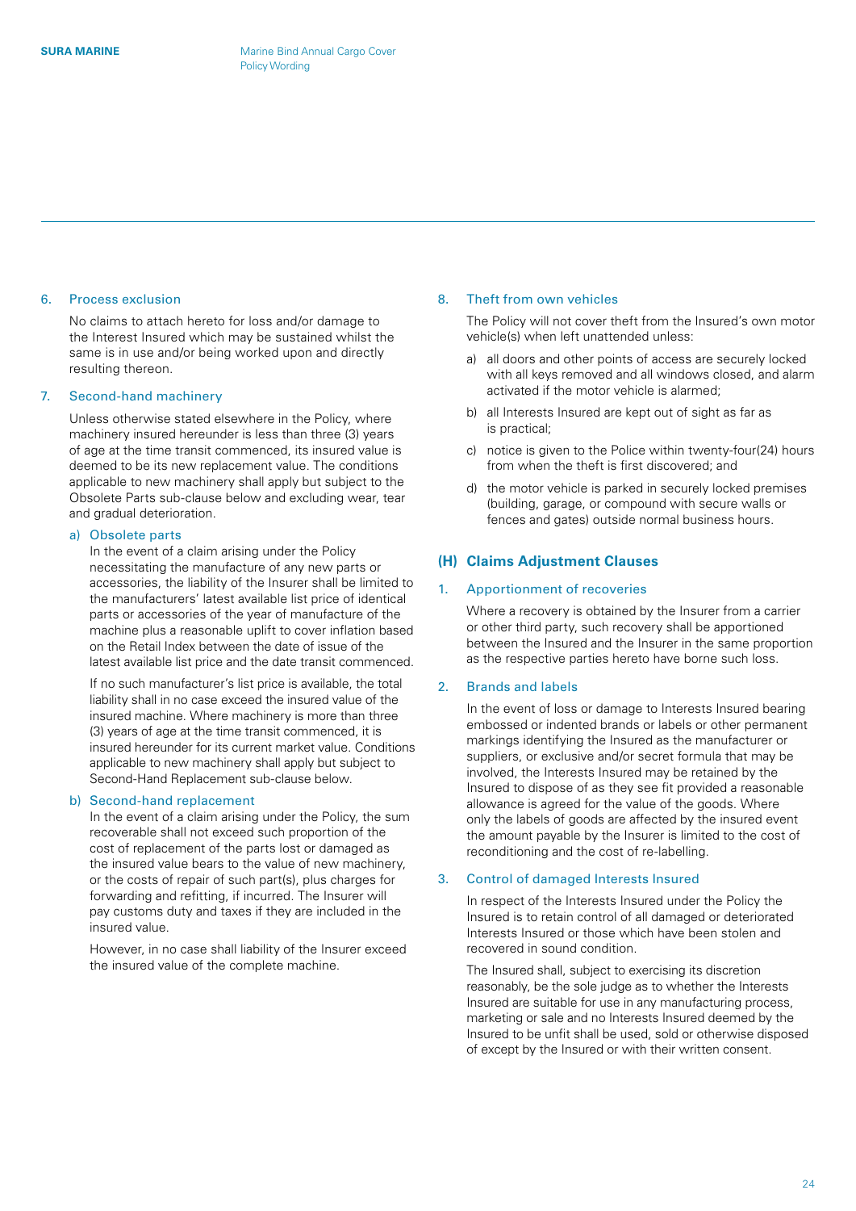### 6. Process exclusion

No claims to attach hereto for loss and/or damage to the Interest Insured which may be sustained whilst the same is in use and/or being worked upon and directly resulting thereon.

### 7. Second-hand machinery

Unless otherwise stated elsewhere in the Policy, where machinery insured hereunder is less than three (3) years of age at the time transit commenced, its insured value is deemed to be its new replacement value. The conditions applicable to new machinery shall apply but subject to the Obsolete Parts sub-clause below and excluding wear, tear and gradual deterioration.

#### a) Obsolete parts

In the event of a claim arising under the Policy necessitating the manufacture of any new parts or accessories, the liability of the Insurer shall be limited to the manufacturers' latest available list price of identical parts or accessories of the year of manufacture of the machine plus a reasonable uplift to cover inflation based on the Retail Index between the date of issue of the latest available list price and the date transit commenced.

If no such manufacturer's list price is available, the total liability shall in no case exceed the insured value of the insured machine. Where machinery is more than three (3) years of age at the time transit commenced, it is insured hereunder for its current market value. Conditions applicable to new machinery shall apply but subject to Second-Hand Replacement sub-clause below.

#### b) Second-hand replacement

In the event of a claim arising under the Policy, the sum recoverable shall not exceed such proportion of the cost of replacement of the parts lost or damaged as the insured value bears to the value of new machinery, or the costs of repair of such part(s), plus charges for forwarding and refitting, if incurred. The Insurer will pay customs duty and taxes if they are included in the insured value.

However, in no case shall liability of the Insurer exceed the insured value of the complete machine.

### 8. Theft from own vehicles

The Policy will not cover theft from the Insured's own motor vehicle(s) when left unattended unless:

a) all doors and other points of access are securely locked with all keys removed and all windows closed, and alarm activated if the motor vehicle is alarmed;

b) all Interests Insured are kept out of sight as far as is practical;

c) notice is given to the Police within twenty-four(24) hours from when the theft is first discovered; and

d) the motor vehicle is parked in securely locked premises (building, garage, or compound with secure walls or fences and gates) outside normal business hours.

## (H) Claims Adjustment Clauses

### 1. Apportionment of recoveries

Where a recovery is obtained by the Insurer from a carrier or other third party, such recovery shall be apportioned between the Insured and the Insurer in the same proportion as the respective parties hereto have borne such loss.

### 2. Brands and labels

In the event of loss or damage to Interests Insured bearing embossed or indented brands or labels or other permanent markings identifying the Insured as the manufacturer or suppliers, or exclusive and/or secret formula that may be involved, the Interests Insured may be retained by the Insured to dispose of as they see fit provided a reasonable allowance is agreed for the value of the goods. Where only the labels of goods are affected by the insured event the amount payable by the Insurer is limited to the cost of reconditioning and the cost of re-labelling.

### 3. Control of damaged Interests Insured

In respect of the Interests Insured under the Policy the Insured is to retain control of all damaged or deteriorated Interests Insured or those which have been stolen and recovered in sound condition.

The Insured shall, subject to exercising its discretion reasonably, be the sole judge as to whether the Interests Insured are suitable for use in any manufacturing process, marketing or sale and no Interests Insured deemed by the Insured to be unfit shall be used, sold or otherwise disposed of except by the Insured or with their written consent.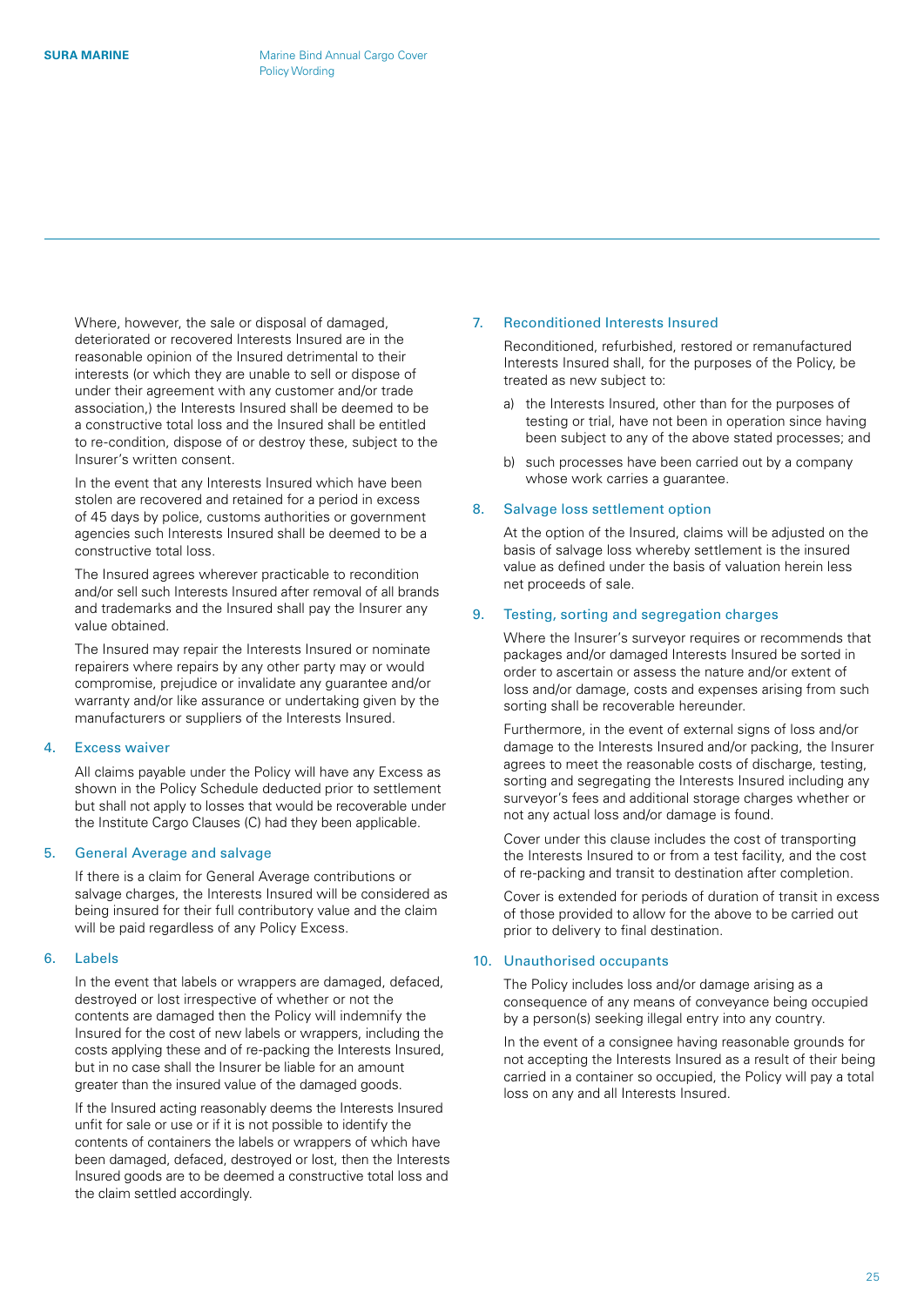Where, however, the sale or disposal of damaged, deteriorated or recovered Interests Insured are in the reasonable opinion of the Insured detrimental to their interests (or which they are unable to sell or dispose of under their agreement with any customer and/or trade association,) the Interests Insured shall be deemed to be a constructive total loss and the Insured shall be entitled to re-condition, dispose of or destroy these, subject to the Insurer's written consent.

In the event that any Interests Insured which have been stolen are recovered and retained for a period in excess of 45 days by police, customs authorities or government agencies such Interests Insured shall be deemed to be a constructive total loss.

The Insured agrees wherever practicable to recondition and/or sell such Interests Insured after removal of all brands and trademarks and the Insured shall pay the Insurer any value obtained.

The Insured may repair the Interests Insured or nominate repairers where repairs by any other party may or would compromise, prejudice or invalidate any guarantee and/or warranty and/or like assurance or undertaking given by the manufacturers or suppliers of the Interests Insured.

### 4. Excess waiver

All claims payable under the Policy will have any Excess as shown in the Policy Schedule deducted prior to settlement but shall not apply to losses that would be recoverable under the Institute Cargo Clauses (C) had they been applicable.

### 5. General Average and salvage

If there is a claim for General Average contributions or salvage charges, the Interests Insured will be considered as being insured for their full contributory value and the claim will be paid regardless of any Policy Excess.

### 6. Labels

In the event that labels or wrappers are damaged, defaced, destroyed or lost irrespective of whether or not the contents are damaged then the Policy will indemnify the Insured for the cost of new labels or wrappers, including the costs applying these and of re-packing the Interests Insured, but in no case shall the Insurer be liable for an amount greater than the insured value of the damaged goods.

If the Insured acting reasonably deems the Interests Insured unfit for sale or use or if it is not possible to identify the contents of containers the labels or wrappers of which have been damaged, defaced, destroyed or lost, then the Interests Insured goods are to be deemed a constructive total loss and the claim settled accordingly.

### 7. Reconditioned Interests Insured

Reconditioned, refurbished, restored or remanufactured Interests Insured shall, for the purposes of the Policy, be treated as new subject to:

a) the Interests Insured, other than for the purposes of testing or trial, have not been in operation since having been subject to any of the above stated processes; and

b) such processes have been carried out by a company whose work carries a guarantee.

### 8. Salvage loss settlement option

At the option of the Insured, claims will be adjusted on the basis of salvage loss whereby settlement is the insured value as defined under the basis of valuation herein less net proceeds of sale.

### 9. Testing, sorting and segregation charges

Where the Insurer's surveyor requires or recommends that packages and/or damaged Interests Insured be sorted in order to ascertain or assess the nature and/or extent of loss and/or damage, costs and expenses arising from such sorting shall be recoverable hereunder.

Furthermore, in the event of external signs of loss and/or damage to the Interests Insured and/or packing, the Insurer agrees to meet the reasonable costs of discharge, testing, sorting and segregating the Interests Insured including any surveyor's fees and additional storage charges whether or not any actual loss and/or damage is found.

Cover under this clause includes the cost of transporting the Interests Insured to or from a test facility, and the cost of re-packing and transit to destination after completion.

Cover is extended for periods of duration of transit in excess of those provided to allow for the above to be carried out prior to delivery to final destination.

### 10. Unauthorised occupants

The Policy includes loss and/or damage arising as a consequence of any means of conveyance being occupied by a person(s) seeking illegal entry into any country.

In the event of a consignee having reasonable grounds for not accepting the Interests Insured as a result of their being carried in a container so occupied, the Policy will pay a total loss on any and all Interests Insured.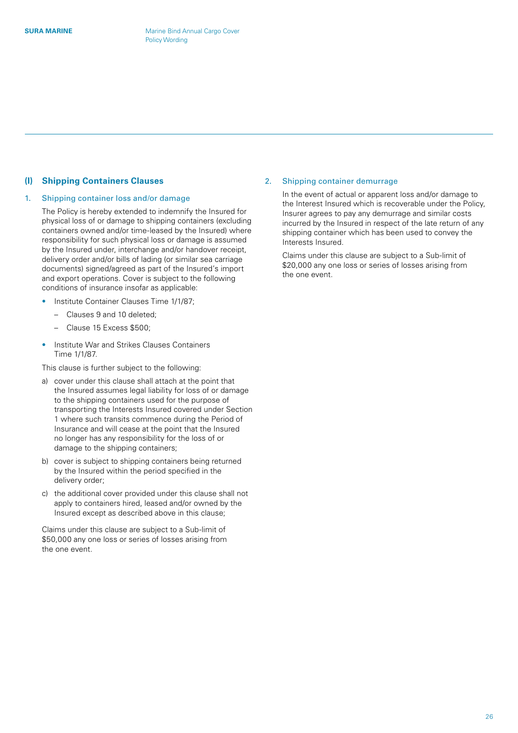## (I) Shipping Containers Clauses

### 1. Shipping container loss and/or damage

The Policy is hereby extended to indemnify the Insured for physical loss of or damage to shipping containers (excluding containers owned and/or time-leased by the Insured) where responsibility for such physical loss or damage is assumed by the Insured under, interchange and/or handover receipt, delivery order and/or bills of lading (or similar sea carriage documents) signed/agreed as part of the Insured's import and export operations. Cover is subject to the following conditions of insurance insofar as applicable:

- Institute Container Clauses Time 1/1/87;
  - Clauses 9 and 10 deleted;
  - Clause 15 Excess $500;
- Institute War and Strikes Clauses Containers Time 1/1/87.

This clause is further subject to the following:

a) cover under this clause shall attach at the point that the Insured assumes legal liability for loss of or damage to the shipping containers used for the purpose of transporting the Interests Insured covered under Section 1 where such transits commence during the Period of Insurance and will cease at the point that the Insured no longer has any responsibility for the loss of or damage to the shipping containers;

b) cover is subject to shipping containers being returned by the Insured within the period specified in the delivery order;

c) the additional cover provided under this clause shall not apply to containers hired, leased and/or owned by the Insured except as described above in this clause;

Claims under this clause are subject to a Sub-limit of $50,000 any one loss or series of losses arising from the one event.

### 2. Shipping container demurrage

In the event of actual or apparent loss and/or damage to the Interest Insured which is recoverable under the Policy, Insurer agrees to pay any demurrage and similar costs incurred by the Insured in respect of the late return of any shipping container which has been used to convey the Interests Insured.

Claims under this clause are subject to a Sub-limit of $20,000 any one loss or series of losses arising from the one event.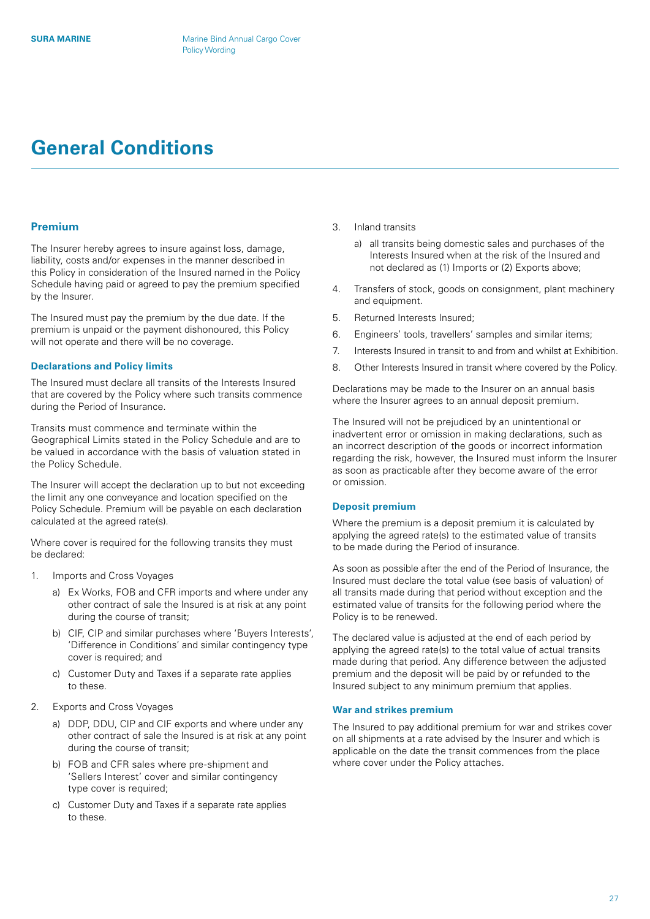# General Conditions

## Premium

The Insurer hereby agrees to insure against loss, damage, liability, costs and/or expenses in the manner described in this Policy in consideration of the Insured named in the Policy Schedule having paid or agreed to pay the premium specified by the Insurer.

The Insured must pay the premium by the due date. If the premium is unpaid or the payment dishonoured, this Policy will not operate and there will be no coverage.

### Declarations and Policy limits

The Insured must declare all transits of the Interests Insured that are covered by the Policy where such transits commence during the Period of Insurance.

Transits must commence and terminate within the Geographical Limits stated in the Policy Schedule and are to be valued in accordance with the basis of valuation stated in the Policy Schedule.

The Insurer will accept the declaration up to but not exceeding the limit any one conveyance and location specified on the Policy Schedule. Premium will be payable on each declaration calculated at the agreed rate(s).

Where cover is required for the following transits they must be declared:

1. Imports and Cross Voyages
   - a) Ex Works, FOB and CFR imports and where under any other contract of sale the Insured is at risk at any point during the course of transit;
   - b) CIF, CIP and similar purchases where 'Buyers Interests', 'Difference in Conditions' and similar contingency type cover is required; and
   - c) Customer Duty and Taxes if a separate rate applies to these.
2. Exports and Cross Voyages
   - a) DDP, DDU, CIP and CIF exports and where under any other contract of sale the Insured is at risk at any point during the course of transit;
   - b) FOB and CFR sales where pre-shipment and 'Sellers Interest' cover and similar contingency type cover is required;
   - c) Customer Duty and Taxes if a separate rate applies to these.
3. Inland transits
   - a) all transits being domestic sales and purchases of the Interests Insured when at the risk of the Insured and not declared as (1) Imports or (2) Exports above;
4. Transfers of stock, goods on consignment, plant machinery and equipment.
5. Returned Interests Insured;
6. Engineers' tools, travellers' samples and similar items;
7. Interests Insured in transit to and from and whilst at Exhibition.
8. Other Interests Insured in transit where covered by the Policy.

Declarations may be made to the Insurer on an annual basis where the Insurer agrees to an annual deposit premium.

The Insured will not be prejudiced by an unintentional or inadvertent error or omission in making declarations, such as an incorrect description of the goods or incorrect information regarding the risk, however, the Insured must inform the Insurer as soon as practicable after they become aware of the error or omission.

### Deposit premium

Where the premium is a deposit premium it is calculated by applying the agreed rate(s) to the estimated value of transits to be made during the Period of insurance.

As soon as possible after the end of the Period of Insurance, the Insured must declare the total value (see basis of valuation) of all transits made during that period without exception and the estimated value of transits for the following period where the Policy is to be renewed.

The declared value is adjusted at the end of each period by applying the agreed rate(s) to the total value of actual transits made during that period. Any difference between the adjusted premium and the deposit will be paid by or refunded to the Insured subject to any minimum premium that applies.

### War and strikes premium

The Insured to pay additional premium for war and strikes cover on all shipments at a rate advised by the Insurer and which is applicable on the date the transit commences from the place where cover under the Policy attaches.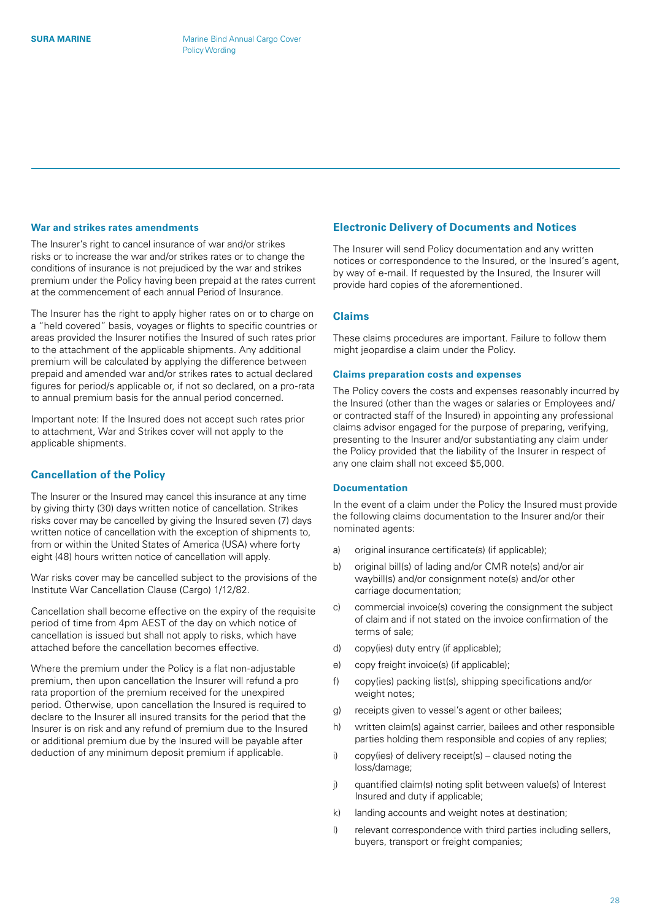### War and strikes rates amendments

The Insurer's right to cancel insurance of war and/or strikes risks or to increase the war and/or strikes rates or to change the conditions of insurance is not prejudiced by the war and strikes premium under the Policy having been prepaid at the rates current at the commencement of each annual Period of Insurance.

The Insurer has the right to apply higher rates on or to charge on a "held covered" basis, voyages or flights to specific countries or areas provided the Insurer notifies the Insured of such rates prior to the attachment of the applicable shipments. Any additional premium will be calculated by applying the difference between prepaid and amended war and/or strikes rates to actual declared figures for period/s applicable or, if not so declared, on a pro-rata to annual premium basis for the annual period concerned.

Important note: If the Insured does not accept such rates prior to attachment, War and Strikes cover will not apply to the applicable shipments.

## Cancellation of the Policy

The Insurer or the Insured may cancel this insurance at any time by giving thirty (30) days written notice of cancellation. Strikes risks cover may be cancelled by giving the Insured seven (7) days written notice of cancellation with the exception of shipments to, from or within the United States of America (USA) where forty eight (48) hours written notice of cancellation will apply.

War risks cover may be cancelled subject to the provisions of the Institute War Cancellation Clause (Cargo) 1/12/82.

Cancellation shall become effective on the expiry of the requisite period of time from 4pm AEST of the day on which notice of cancellation is issued but shall not apply to risks, which have attached before the cancellation becomes effective.

Where the premium under the Policy is a flat non-adjustable premium, then upon cancellation the Insurer will refund a pro rata proportion of the premium received for the unexpired period. Otherwise, upon cancellation the Insured is required to declare to the Insurer all insured transits for the period that the Insurer is on risk and any refund of premium due to the Insured or additional premium due by the Insured will be payable after deduction of any minimum deposit premium if applicable.

## Electronic Delivery of Documents and Notices

The Insurer will send Policy documentation and any written notices or correspondence to the Insured, or the Insured's agent, by way of e-mail. If requested by the Insured, the Insurer will provide hard copies of the aforementioned.

## Claims

These claims procedures are important. Failure to follow them might jeopardise a claim under the Policy.

### Claims preparation costs and expenses

The Policy covers the costs and expenses reasonably incurred by the Insured (other than the wages or salaries or Employees and/or contracted staff of the Insured) in appointing any professional claims advisor engaged for the purpose of preparing, verifying, presenting to the Insurer and/or substantiating any claim under the Policy provided that the liability of the Insurer in respect of any one claim shall not exceed $5,000.

### Documentation

In the event of a claim under the Policy the Insured must provide the following claims documentation to the Insurer and/or their nominated agents:

a) original insurance certificate(s) (if applicable);

b) original bill(s) of lading and/or CMR note(s) and/or air waybill(s) and/or consignment note(s) and/or other carriage documentation;

c) commercial invoice(s) covering the consignment the subject of claim and if not stated on the invoice confirmation of the terms of sale;

d) copy(ies) duty entry (if applicable);

e) copy freight invoice(s) (if applicable);

f) copy(ies) packing list(s), shipping specifications and/or weight notes;

g) receipts given to vessel's agent or other bailees;

h) written claim(s) against carrier, bailees and other responsible parties holding them responsible and copies of any replies;

i) copy(ies) of delivery receipt(s) – claused noting the loss/damage;

j) quantified claim(s) noting split between value(s) of Interest Insured and duty if applicable;

k) landing accounts and weight notes at destination;

l) relevant correspondence with third parties including sellers, buyers, transport or freight companies;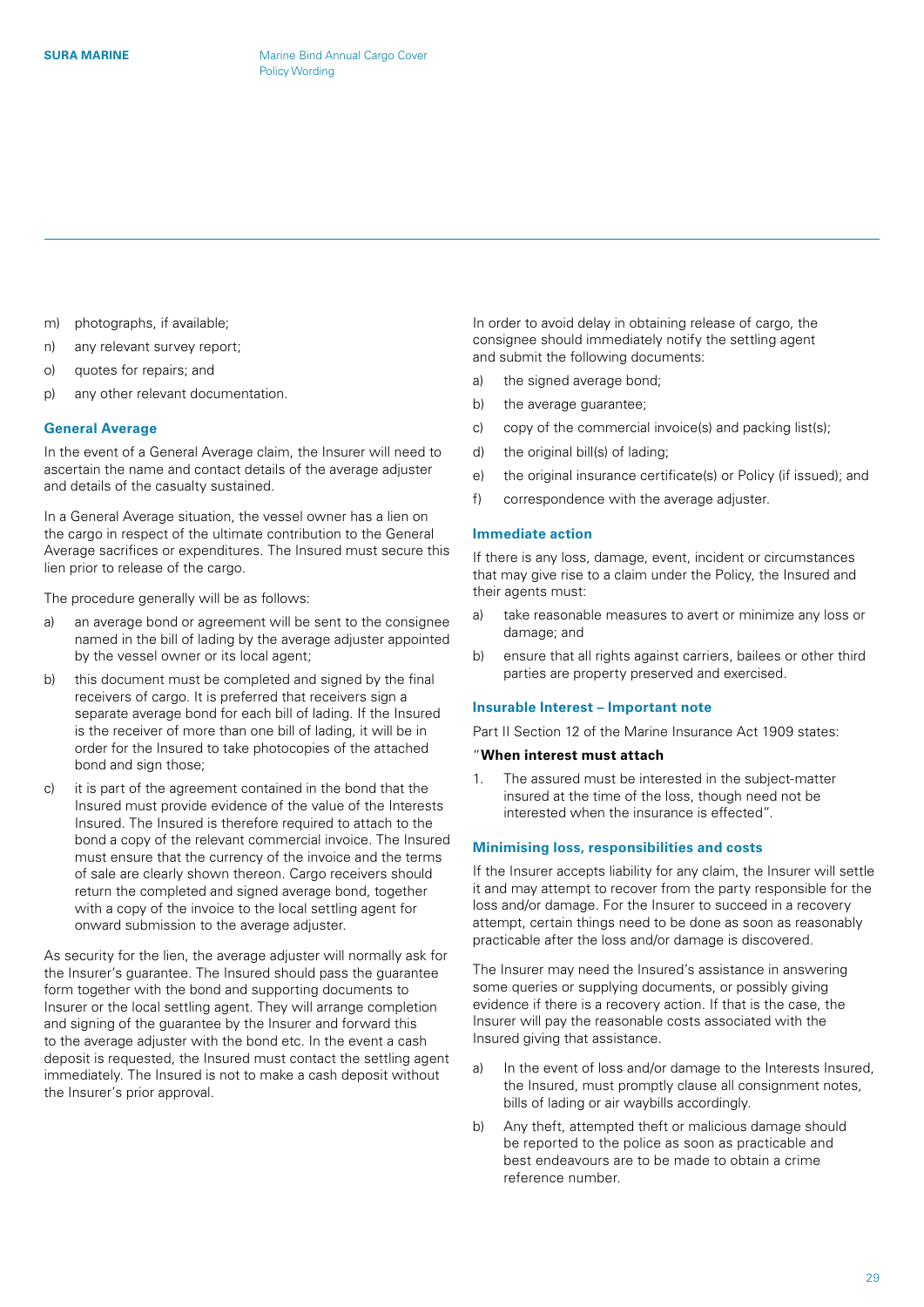m) photographs, if available;

n) any relevant survey report;

o) quotes for repairs; and

p) any other relevant documentation.

### General Average

In the event of a General Average claim, the Insurer will need to ascertain the name and contact details of the average adjuster and details of the casualty sustained.

In a General Average situation, the vessel owner has a lien on the cargo in respect of the ultimate contribution to the General Average sacrifices or expenditures. The Insured must secure this lien prior to release of the cargo.

The procedure generally will be as follows:

a) an average bond or agreement will be sent to the consignee named in the bill of lading by the average adjuster appointed by the vessel owner or its local agent;

b) this document must be completed and signed by the final receivers of cargo. It is preferred that receivers sign a separate average bond for each bill of lading. If the Insured is the receiver of more than one bill of lading, it will be in order for the Insured to take photocopies of the attached bond and sign those;

c) it is part of the agreement contained in the bond that the Insured must provide evidence of the value of the Interests Insured. The Insured is therefore required to attach to the bond a copy of the relevant commercial invoice. The Insured must ensure that the currency of the invoice and the terms of sale are clearly shown thereon. Cargo receivers should return the completed and signed average bond, together with a copy of the invoice to the local settling agent for onward submission to the average adjuster.

As security for the lien, the average adjuster will normally ask for the Insurer's guarantee. The Insured should pass the guarantee form together with the bond and supporting documents to Insurer or the local settling agent. They will arrange completion and signing of the guarantee by the Insurer and forward this to the average adjuster with the bond etc. In the event a cash deposit is requested, the Insured must contact the settling agent immediately. The Insured is not to make a cash deposit without the Insurer's prior approval.

In order to avoid delay in obtaining release of cargo, the consignee should immediately notify the settling agent and submit the following documents:

a) the signed average bond;

b) the average guarantee;

c) copy of the commercial invoice(s) and packing list(s);

d) the original bill(s) of lading;

e) the original insurance certificate(s) or Policy (if issued); and

f) correspondence with the average adjuster.

### Immediate action

If there is any loss, damage, event, incident or circumstances that may give rise to a claim under the Policy, the Insured and their agents must:

a) take reasonable measures to avert or minimize any loss or damage; and

b) ensure that all rights against carriers, bailees or other third parties are property preserved and exercised.

### Insurable Interest – Important note

Part II Section 12 of the Marine Insurance Act 1909 states:

"**When interest must attach**

1. The assured must be interested in the subject-matter insured at the time of the loss, though need not be interested when the insurance is effected".

### Minimising loss, responsibilities and costs

If the Insurer accepts liability for any claim, the Insurer will settle it and may attempt to recover from the party responsible for the loss and/or damage. For the Insurer to succeed in a recovery attempt, certain things need to be done as soon as reasonably practicable after the loss and/or damage is discovered.

The Insurer may need the Insured's assistance in answering some queries or supplying documents, or possibly giving evidence if there is a recovery action. If that is the case, the Insurer will pay the reasonable costs associated with the Insured giving that assistance.

a) In the event of loss and/or damage to the Interests Insured, the Insured, must promptly clause all consignment notes, bills of lading or air waybills accordingly.

b) Any theft, attempted theft or malicious damage should be reported to the police as soon as practicable and best endeavours are to be made to obtain a crime reference number.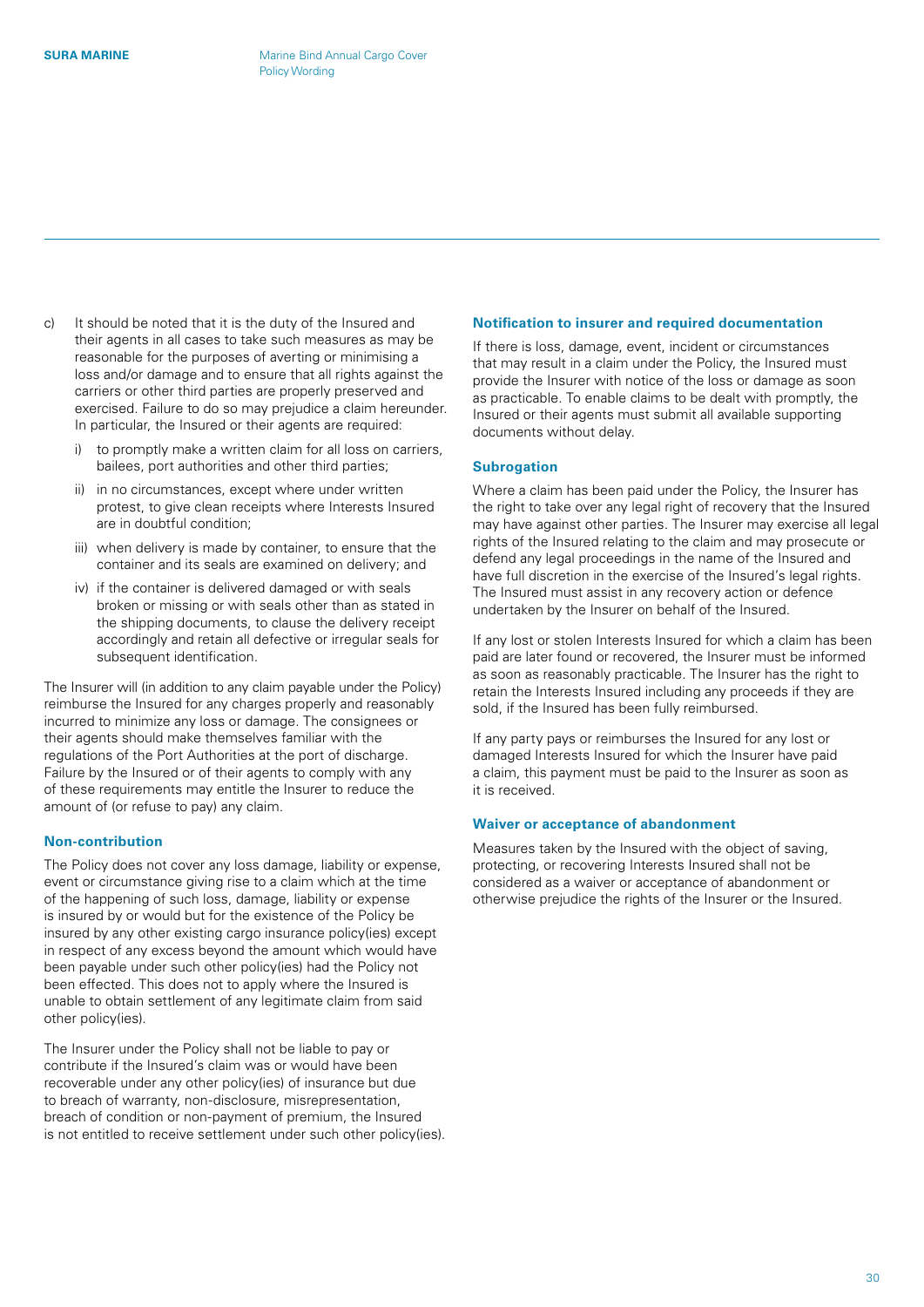c) It should be noted that it is the duty of the Insured and their agents in all cases to take such measures as may be reasonable for the purposes of averting or minimising a loss and/or damage and to ensure that all rights against the carriers or other third parties are properly preserved and exercised. Failure to do so may prejudice a claim hereunder. In particular, the Insured or their agents are required:

   i) to promptly make a written claim for all loss on carriers, bailees, port authorities and other third parties;

   ii) in no circumstances, except where under written protest, to give clean receipts where Interests Insured are in doubtful condition;

   iii) when delivery is made by container, to ensure that the container and its seals are examined on delivery; and

   iv) if the container is delivered damaged or with seals broken or missing or with seals other than as stated in the shipping documents, to clause the delivery receipt accordingly and retain all defective or irregular seals for subsequent identification.

The Insurer will (in addition to any claim payable under the Policy) reimburse the Insured for any charges properly and reasonably incurred to minimize any loss or damage. The consignees or their agents should make themselves familiar with the regulations of the Port Authorities at the port of discharge. Failure by the Insured or of their agents to comply with any of these requirements may entitle the Insurer to reduce the amount of (or refuse to pay) any claim.

### Non-contribution

The Policy does not cover any loss damage, liability or expense, event or circumstance giving rise to a claim which at the time of the happening of such loss, damage, liability or expense is insured by or would but for the existence of the Policy be insured by any other existing cargo insurance policy(ies) except in respect of any excess beyond the amount which would have been payable under such other policy(ies) had the Policy not been effected. This does not to apply where the Insured is unable to obtain settlement of any legitimate claim from said other policy(ies).

The Insurer under the Policy shall not be liable to pay or contribute if the Insured's claim was or would have been recoverable under any other policy(ies) of insurance but due to breach of warranty, non-disclosure, misrepresentation, breach of condition or non-payment of premium, the Insured is not entitled to receive settlement under such other policy(ies).

### Notification to insurer and required documentation

If there is loss, damage, event, incident or circumstances that may result in a claim under the Policy, the Insured must provide the Insurer with notice of the loss or damage as soon as practicable. To enable claims to be dealt with promptly, the Insured or their agents must submit all available supporting documents without delay.

### Subrogation

Where a claim has been paid under the Policy, the Insurer has the right to take over any legal right of recovery that the Insured may have against other parties. The Insurer may exercise all legal rights of the Insured relating to the claim and may prosecute or defend any legal proceedings in the name of the Insured and have full discretion in the exercise of the Insured's legal rights. The Insured must assist in any recovery action or defence undertaken by the Insurer on behalf of the Insured.

If any lost or stolen Interests Insured for which a claim has been paid are later found or recovered, the Insurer must be informed as soon as reasonably practicable. The Insurer has the right to retain the Interests Insured including any proceeds if they are sold, if the Insured has been fully reimbursed.

If any party pays or reimburses the Insured for any lost or damaged Interests Insured for which the Insurer have paid a claim, this payment must be paid to the Insurer as soon as it is received.

### Waiver or acceptance of abandonment

Measures taken by the Insured with the object of saving, protecting, or recovering Interests Insured shall not be considered as a waiver or acceptance of abandonment or otherwise prejudice the rights of the Insurer or the Insured.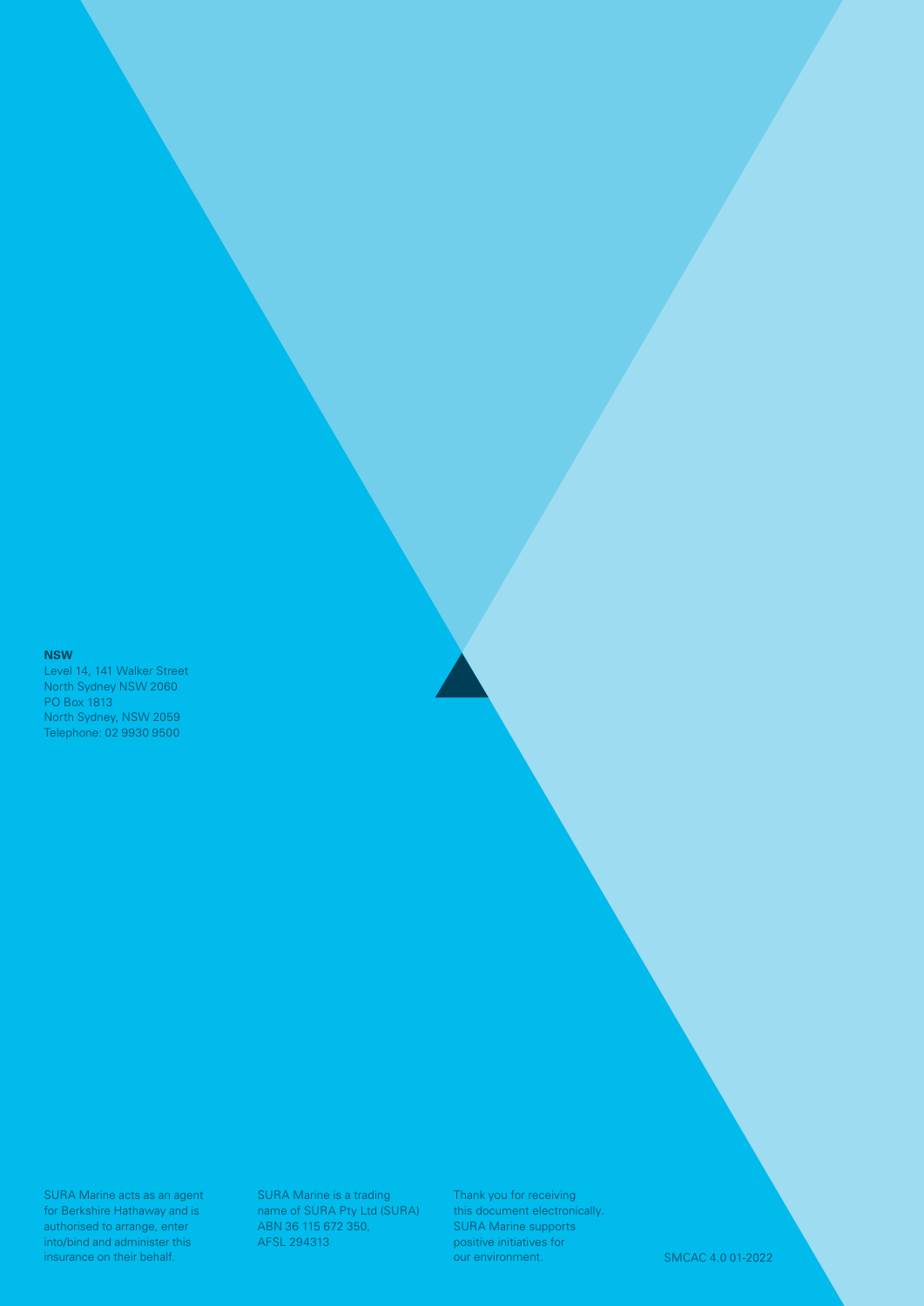**NSW**
Level 14, 141 Walker Street
North Sydney NSW 2060
PO Box 1813
North Sydney, NSW 2059
Telephone: 02 9930 9500

SURA Marine acts as an agent for Berkshire Hathaway and is authorised to arrange, enter into/bind and administer this insurance on their behalf.

SURA Marine is a trading name of SURA Pty Ltd (SURA) ABN 36 115 672 350, AFSL 294313

Thank you for receiving this document electronically. SURA Marine supports positive initiatives for our environment.

SMCAC 4.0 01-2022